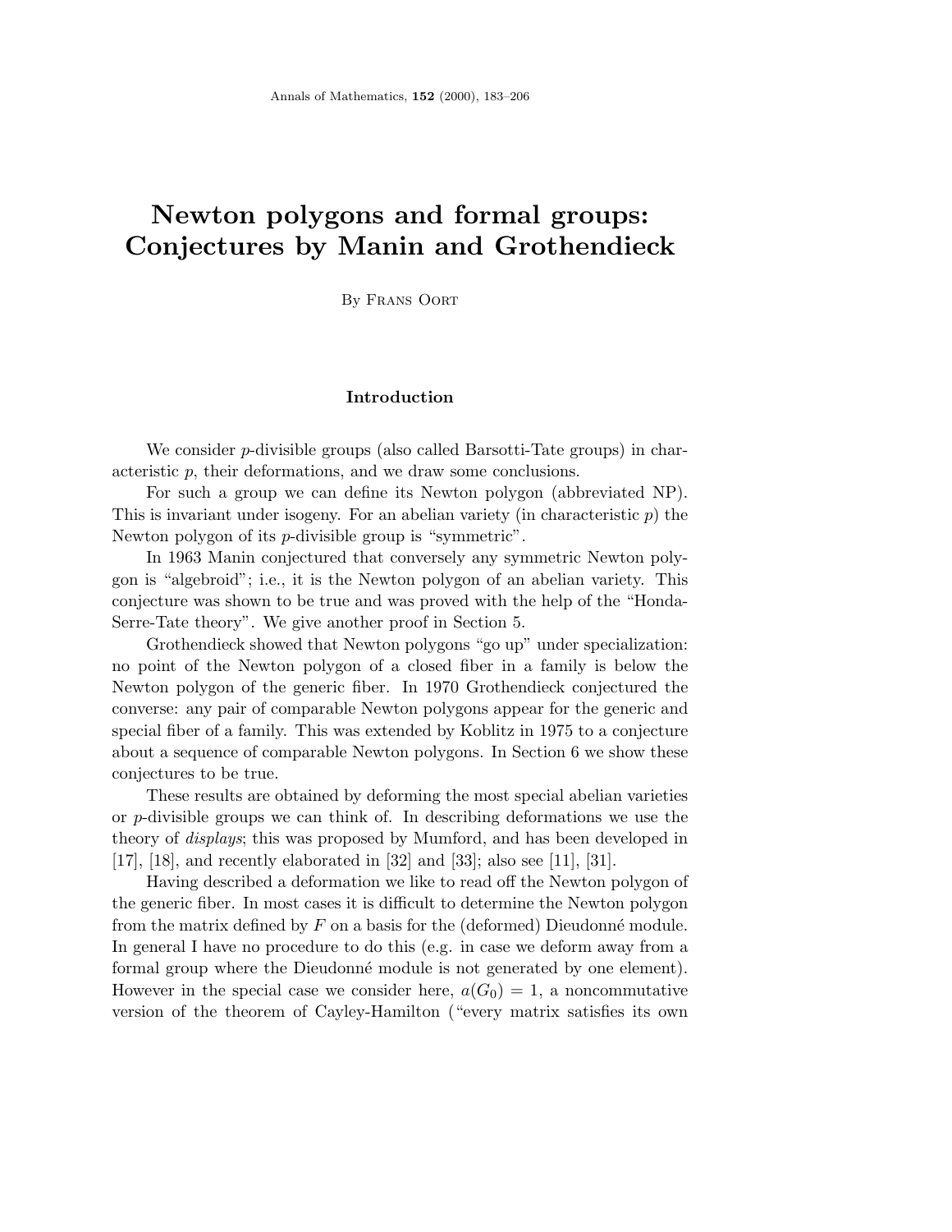# Newton polygons and formal groups: Conjectures by Manin and Grothendieck

By Frans Oort

## Introduction

We consider $p$-divisible groups (also called Barsotti-Tate groups) in characteristic $p$, their deformations, and we draw some conclusions.

For such a group we can define its Newton polygon (abbreviated NP). This is invariant under isogeny. For an abelian variety (in characteristic $p$) the Newton polygon of its $p$-divisible group is "symmetric".

In 1963 Manin conjectured that conversely any symmetric Newton polygon is "algebroid"; i.e., it is the Newton polygon of an abelian variety. This conjecture was shown to be true and was proved with the help of the "Honda-Serre-Tate theory". We give another proof in Section 5.

Grothendieck showed that Newton polygons "go up" under specialization: no point of the Newton polygon of a closed fiber in a family is below the Newton polygon of the generic fiber. In 1970 Grothendieck conjectured the converse: any pair of comparable Newton polygons appear for the generic and special fiber of a family. This was extended by Koblitz in 1975 to a conjecture about a sequence of comparable Newton polygons. In Section 6 we show these conjectures to be true.

These results are obtained by deforming the most special abelian varieties or $p$-divisible groups we can think of. In describing deformations we use the theory of *displays*; this was proposed by Mumford, and has been developed in [17], [18], and recently elaborated in [32] and [33]; also see [11], [31].

Having described a deformation we like to read off the Newton polygon of the generic fiber. In most cases it is difficult to determine the Newton polygon from the matrix defined by $F$ on a basis for the (deformed) Dieudonné module. In general I have no procedure to do this (e.g. in case we deform away from a formal group where the Dieudonné module is not generated by one element). However in the special case we consider here, $a(G_0) = 1$, a noncommutative version of the theorem of Cayley-Hamilton ("every matrix satisfies its own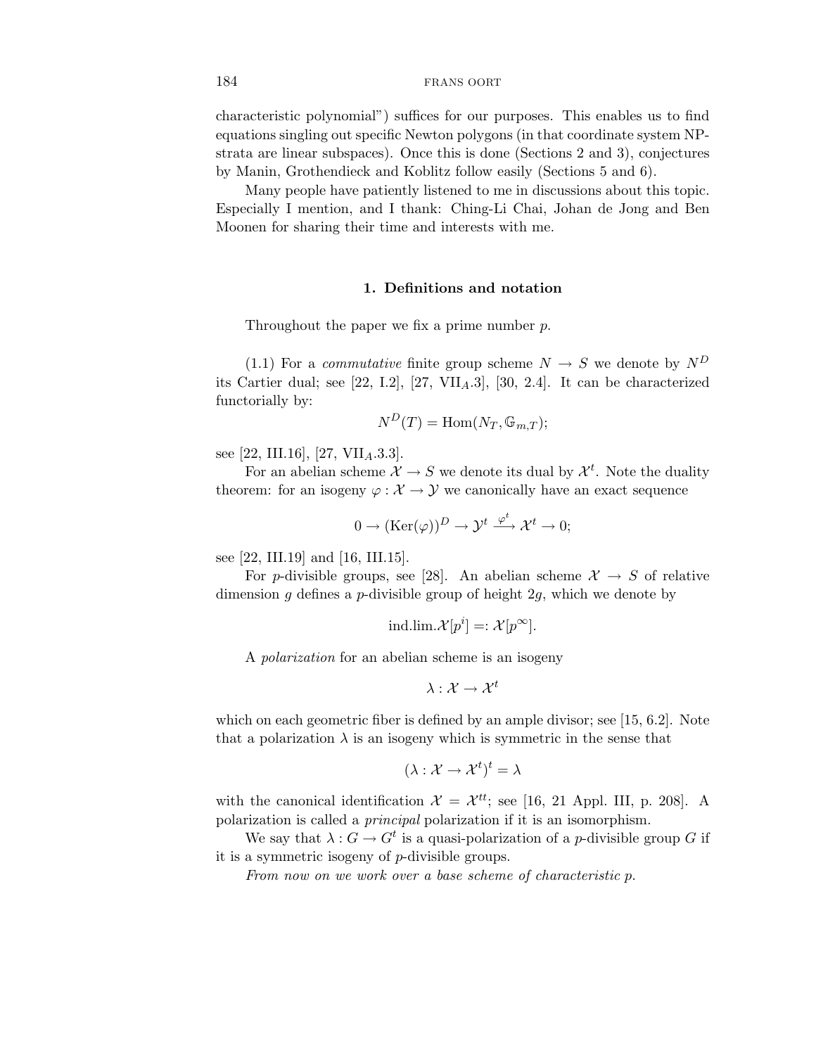characteristic polynomial") suffices for our purposes. This enables us to find equations singling out specific Newton polygons (in that coordinate system NP-strata are linear subspaces). Once this is done (Sections 2 and 3), conjectures by Manin, Grothendieck and Koblitz follow easily (Sections 5 and 6).

Many people have patiently listened to me in discussions about this topic. Especially I mention, and I thank: Ching-Li Chai, Johan de Jong and Ben Moonen for sharing their time and interests with me.

## 1. Definitions and notation

Throughout the paper we fix a prime number $p$.

(1.1) For a *commutative* finite group scheme $N \to S$ we denote by $N^D$ its Cartier dual; see [22, I.2], [27, $\mathrm{VII}_A$.3], [30, 2.4]. It can be characterized functorially by:

$$N^D(T) = \mathrm{Hom}(N_T, \mathbb{G}_{m,T});$$

see [22, III.16], [27, $\mathrm{VII}_A$.3.3].

For an abelian scheme $\mathcal{X} \to S$ we denote its dual by $\mathcal{X}^t$. Note the duality theorem: for an isogeny $\varphi : \mathcal{X} \to \mathcal{Y}$ we canonically have an exact sequence

$$0 \to (\mathrm{Ker}(\varphi))^D \to \mathcal{Y}^t \xrightarrow{\varphi^t} \mathcal{X}^t \to 0;$$

see [22, III.19] and [16, III.15].

For $p$-divisible groups, see [28]. An abelian scheme $\mathcal{X} \to S$ of relative dimension $g$ defines a $p$-divisible group of height $2g$, which we denote by

$$\mathrm{ind.lim.}\mathcal{X}[p^i] =: \mathcal{X}[p^\infty].$$

A *polarization* for an abelian scheme is an isogeny

$$\lambda : \mathcal{X} \to \mathcal{X}^t$$

which on each geometric fiber is defined by an ample divisor; see [15, 6.2]. Note that a polarization $\lambda$ is an isogeny which is symmetric in the sense that

$$(\lambda : \mathcal{X} \to \mathcal{X}^t)^t = \lambda$$

with the canonical identification $\mathcal{X} = \mathcal{X}^{tt}$; see [16, 21 Appl. III, p. 208]. A polarization is called a *principal* polarization if it is an isomorphism.

We say that $\lambda : G \to G^t$ is a quasi-polarization of a $p$-divisible group $G$ if it is a symmetric isogeny of $p$-divisible groups.

*From now on we work over a base scheme of characteristic* $p$.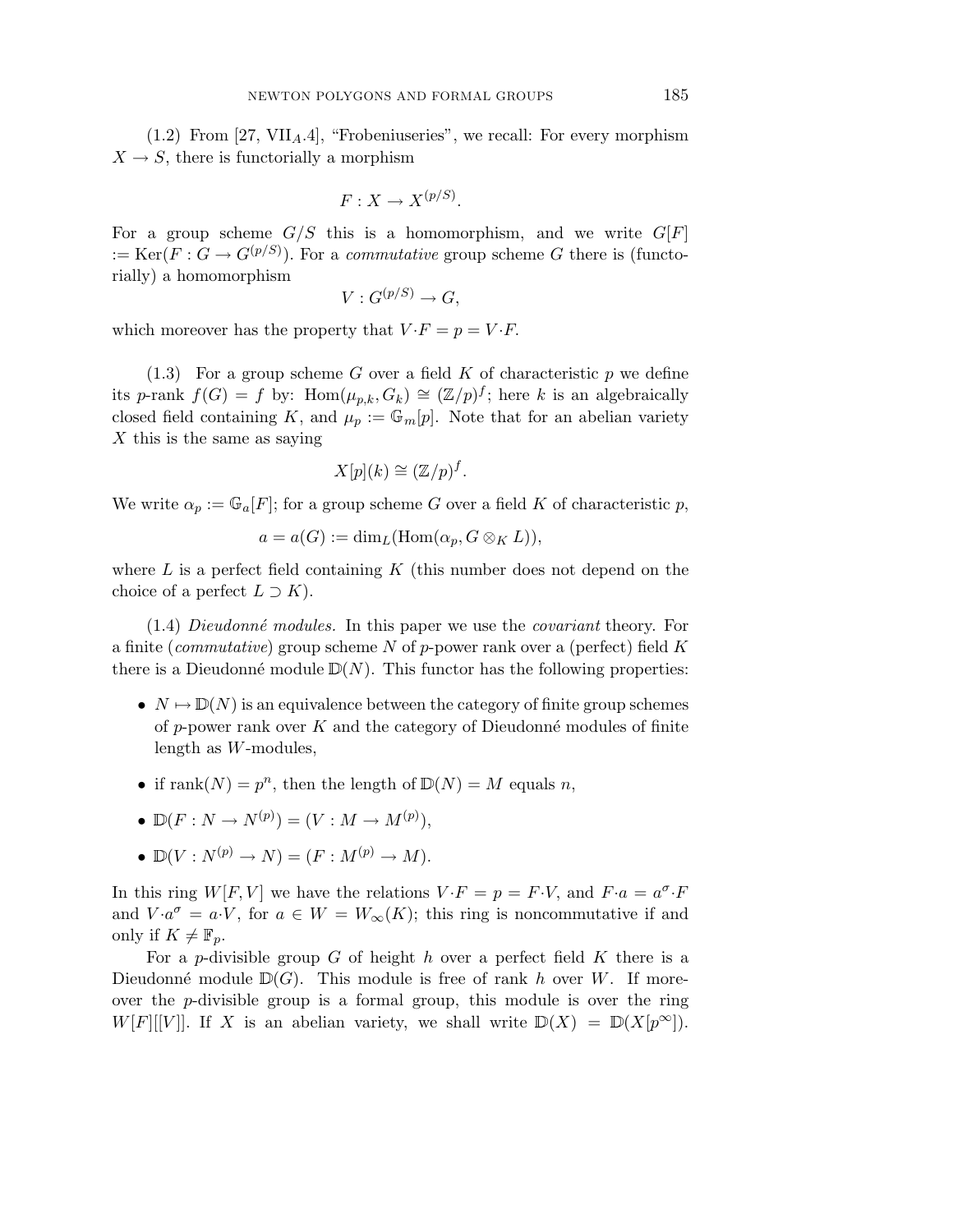(1.2) From [27, VII$_A$.4], "Frobeniuseries", we recall: For every morphism $X \to S$, there is functorially a morphism

$$F : X \to X^{(p/S)}.$$

For a group scheme $G/S$ this is a homomorphism, and we write $G[F] := \mathrm{Ker}(F : G \to G^{(p/S)})$. For a *commutative* group scheme $G$ there is (functorially) a homomorphism

$$V : G^{(p/S)} \to G,$$

which moreover has the property that $V{\cdot}F = p = V{\cdot}F$.

(1.3) For a group scheme $G$ over a field $K$ of characteristic $p$ we define its $p$-rank $f(G) = f$ by: $\mathrm{Hom}(\mu_{p,k}, G_k) \cong (\mathbb{Z}/p)^f$; here $k$ is an algebraically closed field containing $K$, and $\mu_p := \mathbb{G}_m[p]$. Note that for an abelian variety $X$ this is the same as saying

$$X[p](k) \cong (\mathbb{Z}/p)^f.$$

We write $\alpha_p := \mathbb{G}_a[F]$; for a group scheme $G$ over a field $K$ of characteristic $p$,

$$a = a(G) := \dim_L(\mathrm{Hom}(\alpha_p, G \otimes_K L)),$$

where $L$ is a perfect field containing $K$ (this number does not depend on the choice of a perfect $L \supset K$).

(1.4) *Dieudonné modules.* In this paper we use the *covariant* theory. For a finite (*commutative*) group scheme $N$ of $p$-power rank over a (perfect) field $K$ there is a Dieudonné module $\mathbb{D}(N)$. This functor has the following properties:

- $N \mapsto \mathbb{D}(N)$ is an equivalence between the category of finite group schemes of $p$-power rank over $K$ and the category of Dieudonné modules of finite length as $W$-modules,
- if $\mathrm{rank}(N) = p^n$, then the length of $\mathbb{D}(N) = M$ equals $n$,
- $\mathbb{D}(F : N \to N^{(p)}) = (V : M \to M^{(p)})$,
- $\mathbb{D}(V : N^{(p)} \to N) = (F : M^{(p)} \to M)$.

In this ring $W[F, V]$ we have the relations $V{\cdot}F = p = F{\cdot}V$, and $F{\cdot}a = a^{\sigma}{\cdot}F$ and $V{\cdot}a^{\sigma} = a{\cdot}V$, for $a \in W = W_{\infty}(K)$; this ring is noncommutative if and only if $K \neq \mathbb{F}_p$.

For a $p$-divisible group $G$ of height $h$ over a perfect field $K$ there is a Dieudonné module $\mathbb{D}(G)$. This module is free of rank $h$ over $W$. If moreover the $p$-divisible group is a formal group, this module is over the ring $W[F][[V]]$. If $X$ is an abelian variety, we shall write $\mathbb{D}(X) = \mathbb{D}(X[p^{\infty}])$.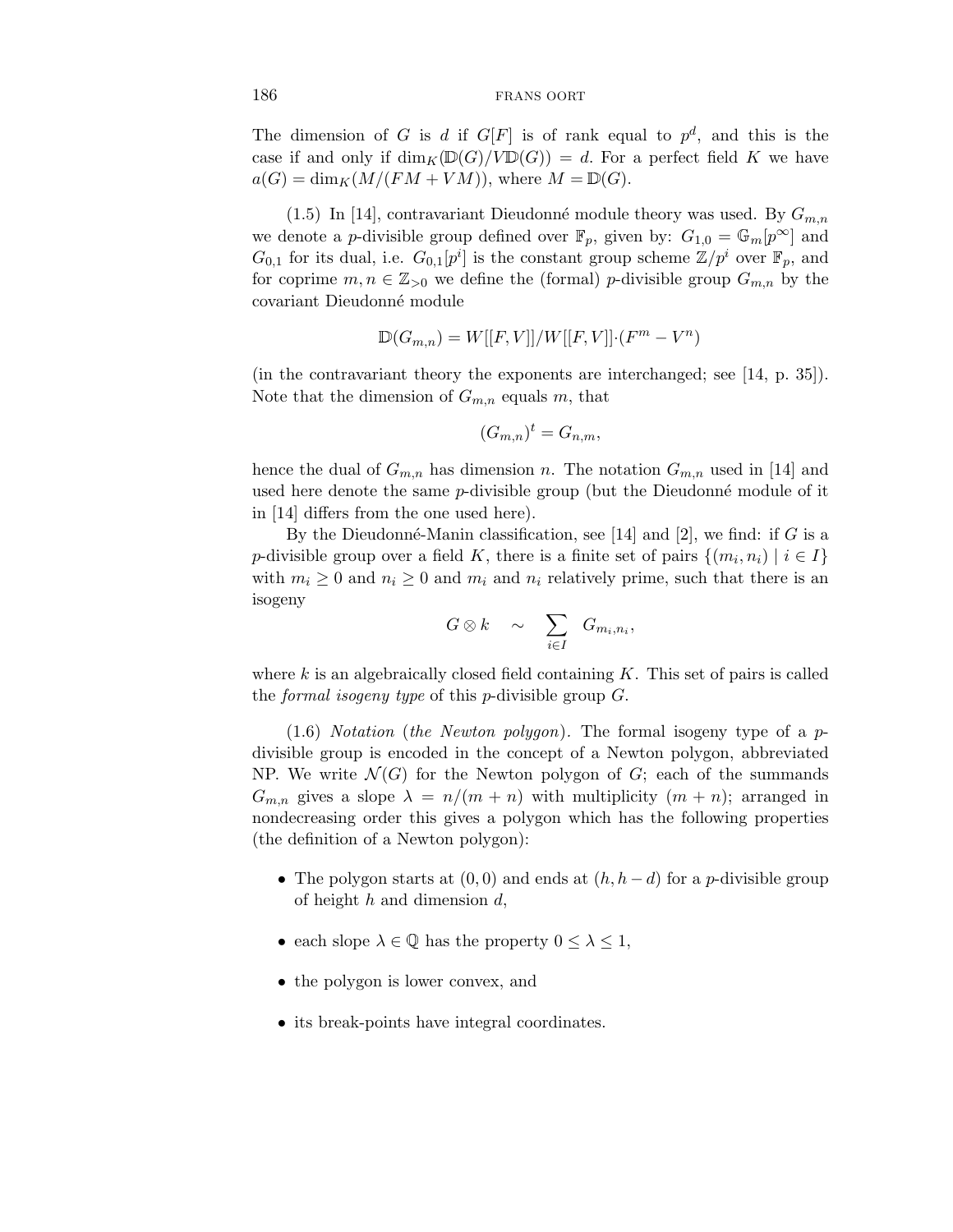The dimension of $G$ is $d$ if $G[F]$ is of rank equal to $p^d$, and this is the case if and only if $\dim_K(\mathbb{D}(G)/V\mathbb{D}(G)) = d$. For a perfect field $K$ we have $a(G) = \dim_K(M/(FM + VM))$, where $M = \mathbb{D}(G)$.

(1.5) In [14], contravariant Dieudonné module theory was used. By $G_{m,n}$ we denote a $p$-divisible group defined over $\mathbb{F}_p$, given by: $G_{1,0} = \mathbb{G}_m[p^\infty]$ and $G_{0,1}$ for its dual, i.e. $G_{0,1}[p^i]$ is the constant group scheme $\mathbb{Z}/p^i$ over $\mathbb{F}_p$, and for coprime $m, n \in \mathbb{Z}_{>0}$ we define the (formal) $p$-divisible group $G_{m,n}$ by the covariant Dieudonné module

$$\mathbb{D}(G_{m,n}) = W[[F,V]]/W[[F,V]]{\cdot}(F^m - V^n)$$

(in the contravariant theory the exponents are interchanged; see [14, p. 35]). Note that the dimension of $G_{m,n}$ equals $m$, that

$$(G_{m,n})^t = G_{n,m},$$

hence the dual of $G_{m,n}$ has dimension $n$. The notation $G_{m,n}$ used in [14] and used here denote the same $p$-divisible group (but the Dieudonné module of it in [14] differs from the one used here).

By the Dieudonné-Manin classification, see [14] and [2], we find: if $G$ is a $p$-divisible group over a field $K$, there is a finite set of pairs $\{(m_i, n_i) \mid i \in I\}$ with $m_i \geq 0$ and $n_i \geq 0$ and $m_i$ and $n_i$ relatively prime, such that there is an isogeny

$$G \otimes k \quad \sim \quad \sum_{i \in I} \; G_{m_i,n_i},$$

where $k$ is an algebraically closed field containing $K$. This set of pairs is called the *formal isogeny type* of this $p$-divisible group $G$.

(1.6) *Notation* (*the Newton polygon*). The formal isogeny type of a $p$-divisible group is encoded in the concept of a Newton polygon, abbreviated NP. We write $\mathcal{N}(G)$ for the Newton polygon of $G$; each of the summands $G_{m,n}$ gives a slope $\lambda = n/(m+n)$ with multiplicity $(m+n)$; arranged in nondecreasing order this gives a polygon which has the following properties (the definition of a Newton polygon):

- The polygon starts at $(0,0)$ and ends at $(h, h-d)$ for a $p$-divisible group of height $h$ and dimension $d$,
- each slope $\lambda \in \mathbb{Q}$ has the property $0 \leq \lambda \leq 1$,
- the polygon is lower convex, and
- its break-points have integral coordinates.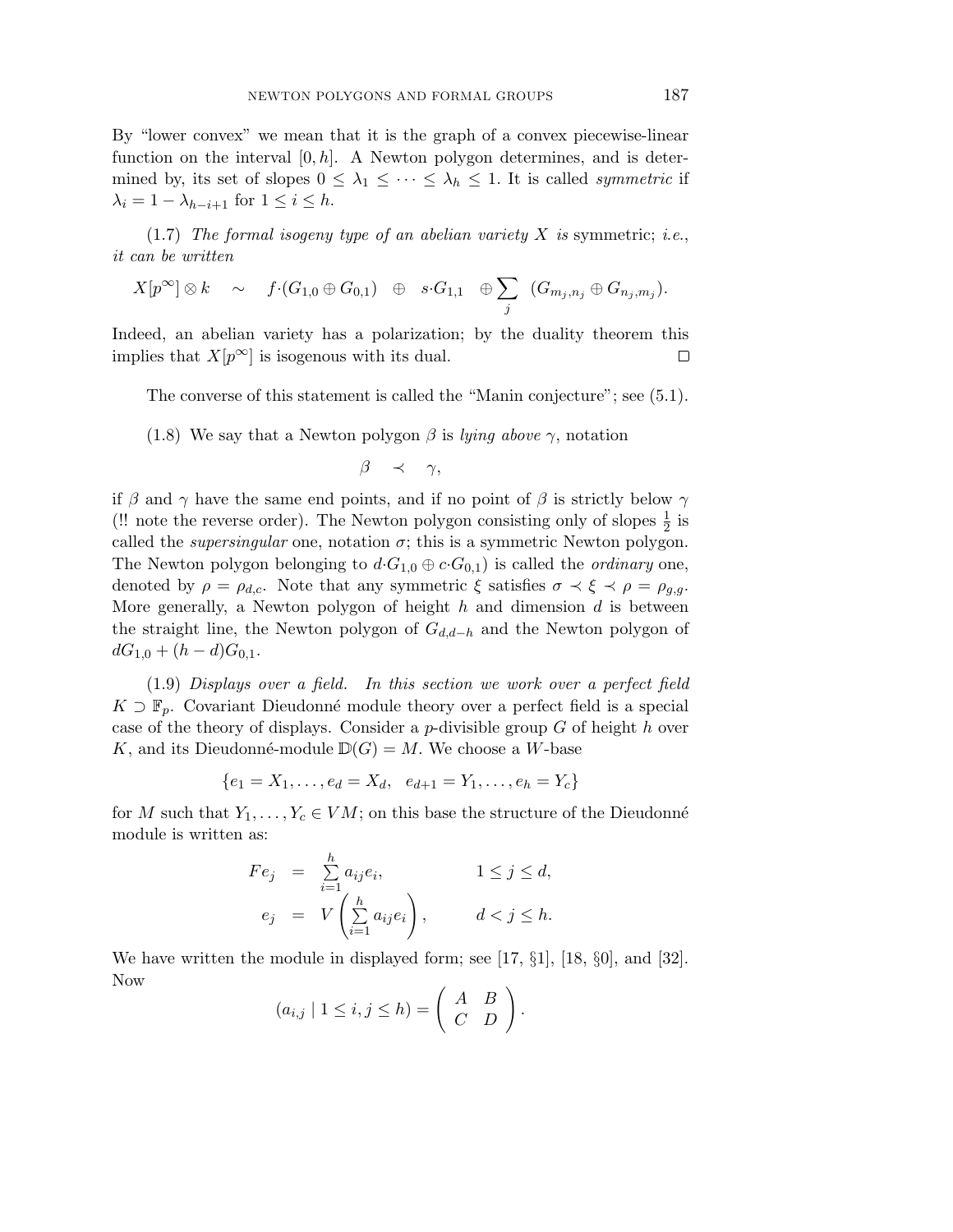By "lower convex" we mean that it is the graph of a convex piecewise-linear function on the interval $[0, h]$. A Newton polygon determines, and is determined by, its set of slopes $0 \leq \lambda_1 \leq \cdots \leq \lambda_h \leq 1$. It is called *symmetric* if $\lambda_i = 1 - \lambda_{h-i+1}$ for $1 \leq i \leq h$.

(1.7) *The formal isogeny type of an abelian variety $X$ is* symmetric; *i.e., it can be written*

$$X[p^\infty] \otimes k \quad \sim \quad f{\cdot}(G_{1,0} \oplus G_{0,1}) \quad \oplus \quad s{\cdot}G_{1,1} \quad \oplus \sum_j \ (G_{m_j,n_j} \oplus G_{n_j,m_j}).$$

Indeed, an abelian variety has a polarization; by the duality theorem this implies that $X[p^\infty]$ is isogenous with its dual. $\square$

The converse of this statement is called the "Manin conjecture"; see (5.1).

(1.8) We say that a Newton polygon $\beta$ is *lying above* $\gamma$, notation

$$\beta \quad \prec \quad \gamma,$$

if $\beta$ and $\gamma$ have the same end points, and if no point of $\beta$ is strictly below $\gamma$ (!! note the reverse order). The Newton polygon consisting only of slopes $\frac{1}{2}$ is called the *supersingular* one, notation $\sigma$; this is a symmetric Newton polygon. The Newton polygon belonging to $d{\cdot}G_{1,0} \oplus c{\cdot}G_{0,1})$ is called the *ordinary* one, denoted by $\rho = \rho_{d,c}$. Note that any symmetric $\xi$ satisfies $\sigma \prec \xi \prec \rho = \rho_{g,g}$. More generally, a Newton polygon of height $h$ and dimension $d$ is between the straight line, the Newton polygon of $G_{d,d-h}$ and the Newton polygon of $dG_{1,0} + (h-d)G_{0,1}$.

(1.9) *Displays over a field. In this section we work over a perfect field* $K \supset \mathbb{F}_p$. Covariant Dieudonné module theory over a perfect field is a special case of the theory of displays. Consider a $p$-divisible group $G$ of height $h$ over $K$, and its Dieudonné-module $\mathbb{D}(G) = M$. We choose a $W$-base

$$\{e_1 = X_1, \ldots, e_d = X_d, \quad e_{d+1} = Y_1, \ldots, e_h = Y_c\}$$

for $M$ such that $Y_1, \ldots, Y_c \in VM$; on this base the structure of the Dieudonné module is written as:

$$\begin{array}{rclr} Fe_j & = & \sum\limits_{i=1}^{h} a_{ij} e_i, & 1 \leq j \leq d, \\ e_j & = & V\left(\sum\limits_{i=1}^{h} a_{ij} e_i\right), & d < j \leq h. \end{array}$$

We have written the module in displayed form; see [17, §1], [18, §0], and [32]. Now

$$(a_{i,j} \mid 1 \leq i, j \leq h) = \begin{pmatrix} A & B \\ C & D \end{pmatrix}.$$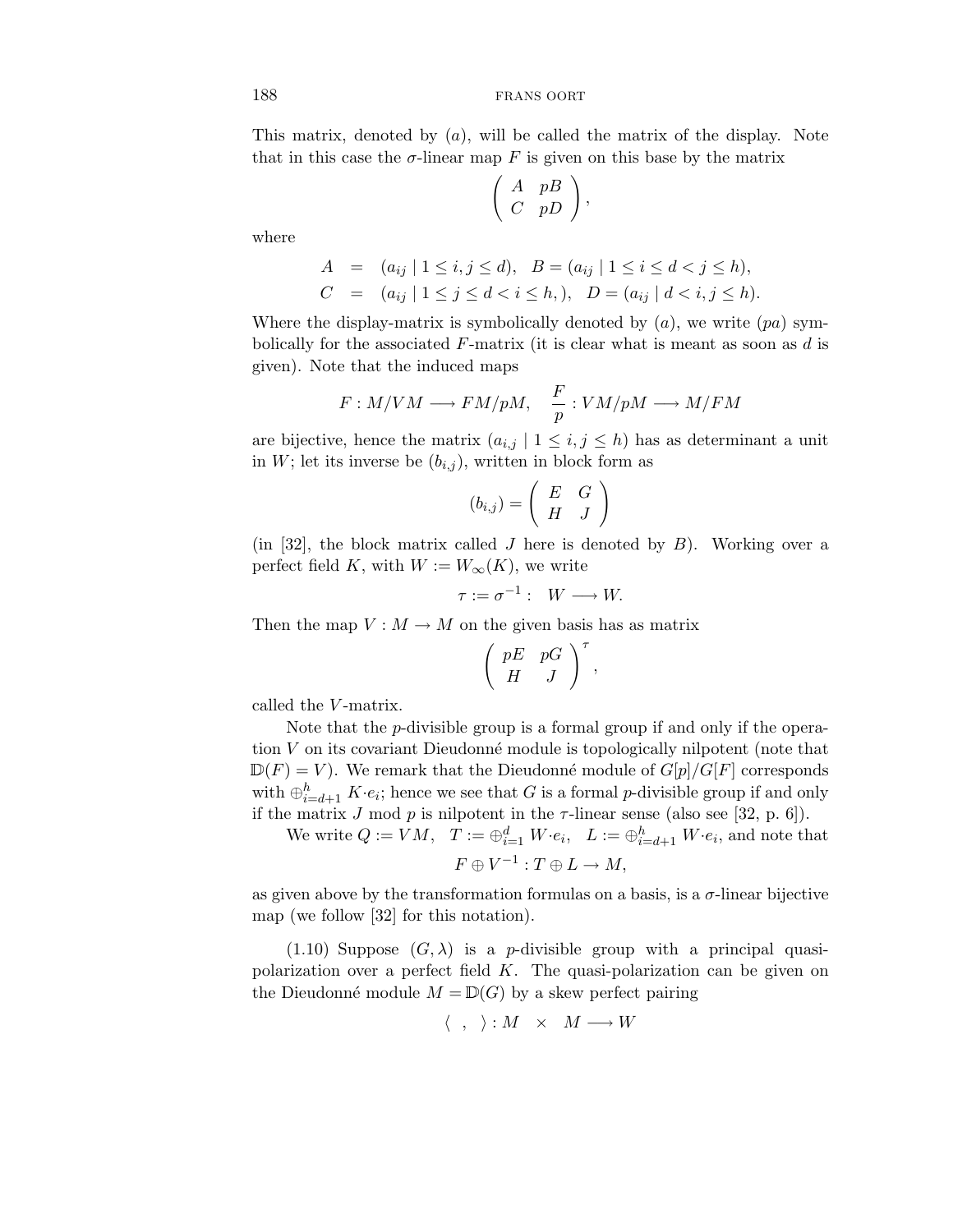This matrix, denoted by $(a)$, will be called the matrix of the display. Note that in this case the $\sigma$-linear map $F$ is given on this base by the matrix

$$\begin{pmatrix} A & pB \\ C & pD \end{pmatrix},$$

where

$$\begin{aligned} A &= (a_{ij} \mid 1 \leq i,j \leq d), \quad B = (a_{ij} \mid 1 \leq i \leq d < j \leq h), \\ C &= (a_{ij} \mid 1 \leq j \leq d < i \leq h,), \quad D = (a_{ij} \mid d < i,j \leq h). \end{aligned}$$

Where the display-matrix is symbolically denoted by $(a)$, we write $(pa)$ symbolically for the associated $F$-matrix (it is clear what is meant as soon as $d$ is given). Note that the induced maps

$$F : M/VM \longrightarrow FM/pM, \quad \frac{F}{p} : VM/pM \longrightarrow M/FM$$

are bijective, hence the matrix $(a_{i,j} \mid 1 \leq i,j \leq h)$ has as determinant a unit in $W$; let its inverse be $(b_{i,j})$, written in block form as

$$(b_{i,j}) = \begin{pmatrix} E & G \\ H & J \end{pmatrix}$$

(in [32], the block matrix called $J$ here is denoted by $B$). Working over a perfect field $K$, with $W := W_\infty(K)$, we write

$$\tau := \sigma^{-1} : \quad W \longrightarrow W.$$

Then the map $V : M \to M$ on the given basis has as matrix

$$\begin{pmatrix} pE & pG \\ H & J \end{pmatrix}^{\tau},$$

called the $V$-matrix.

Note that the $p$-divisible group is a formal group if and only if the operation $V$ on its covariant Dieudonné module is topologically nilpotent (note that $\mathbb{D}(F) = V$). We remark that the Dieudonné module of $G[p]/G[F]$ corresponds with $\oplus_{i=d+1}^{h} K{\cdot}e_i$; hence we see that $G$ is a formal $p$-divisible group if and only if the matrix $J$ mod $p$ is nilpotent in the $\tau$-linear sense (also see [32, p. 6]).

We write $Q := VM, \quad T := \oplus_{i=1}^{d} W{\cdot}e_i, \quad L := \oplus_{i=d+1}^{h} W{\cdot}e_i$, and note that

$$F \oplus V^{-1} : T \oplus L \to M,$$

as given above by the transformation formulas on a basis, is a $\sigma$-linear bijective map (we follow [32] for this notation).

(1.10) Suppose $(G, \lambda)$ is a $p$-divisible group with a principal quasi-polarization over a perfect field $K$. The quasi-polarization can be given on the Dieudonné module $M = \mathbb{D}(G)$ by a skew perfect pairing

$$\langle \ , \ \rangle : M \quad \times \quad M \longrightarrow W$$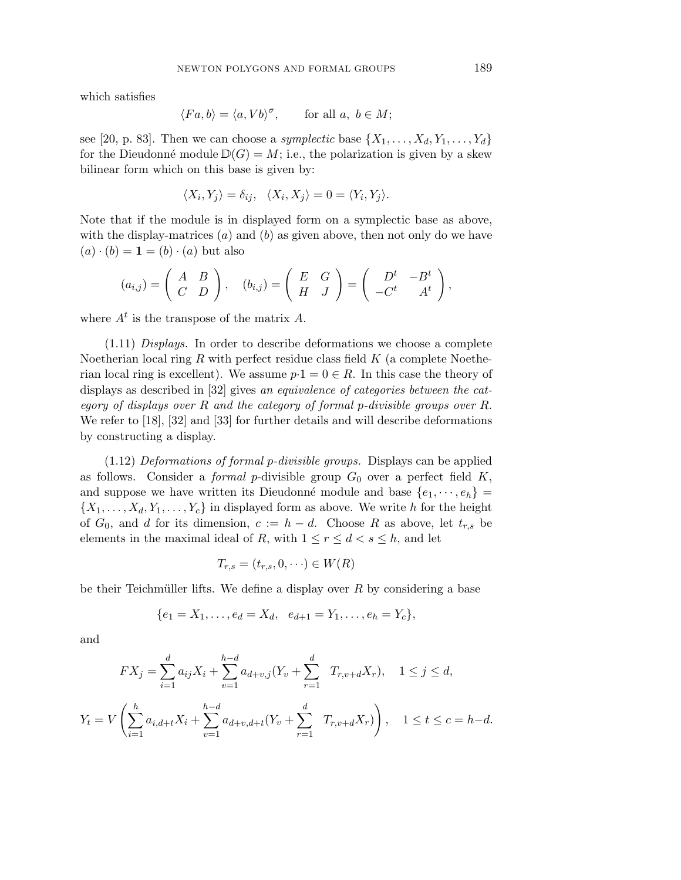which satisfies

$$\langle Fa, b\rangle = \langle a, Vb\rangle^{\sigma}, \qquad \text{for all } a,\ b \in M;$$

see [20, p. 83]. Then we can choose a *symplectic* base $\{X_1, \ldots, X_d, Y_1, \ldots, Y_d\}$ for the Dieudonné module $\mathbb{D}(G) = M$; i.e., the polarization is given by a skew bilinear form which on this base is given by:

$$\langle X_i, Y_j\rangle = \delta_{ij}, \quad \langle X_i, X_j\rangle = 0 = \langle Y_i, Y_j\rangle.$$

Note that if the module is in displayed form on a symplectic base as above, with the display-matrices $(a)$ and $(b)$ as given above, then not only do we have $(a) \cdot (b) = \mathbf{1} = (b) \cdot (a)$ but also

$$(a_{i,j}) = \begin{pmatrix} A & B \\ C & D \end{pmatrix}, \quad (b_{i,j}) = \begin{pmatrix} E & G \\ H & J \end{pmatrix} = \begin{pmatrix} D^t & -B^t \\ -C^t & A^t \end{pmatrix},$$

where $A^t$ is the transpose of the matrix $A$.

(1.11) *Displays.* In order to describe deformations we choose a complete Noetherian local ring $R$ with perfect residue class field $K$ (a complete Noetherian local ring is excellent). We assume $p{\cdot}1 = 0 \in R$. In this case the theory of displays as described in [32] gives *an equivalence of categories between the category of displays over $R$ and the category of formal $p$-divisible groups over $R$.* We refer to [18], [32] and [33] for further details and will describe deformations by constructing a display.

(1.12) *Deformations of formal p-divisible groups.* Displays can be applied as follows. Consider a *formal* $p$-divisible group $G_0$ over a perfect field $K$, and suppose we have written its Dieudonné module and base $\{e_1, \cdots, e_h\} = \{X_1, \ldots, X_d, Y_1, \ldots, Y_c\}$ in displayed form as above. We write $h$ for the height of $G_0$, and $d$ for its dimension, $c := h - d$. Choose $R$ as above, let $t_{r,s}$ be elements in the maximal ideal of $R$, with $1 \leq r \leq d < s \leq h$, and let

$$T_{r,s} = (t_{r,s}, 0, \cdots) \in W(R)$$

be their Teichmüller lifts. We define a display over $R$ by considering a base

$$\{e_1 = X_1, \ldots, e_d = X_d, \quad e_{d+1} = Y_1, \ldots, e_h = Y_c\},$$

and

$$FX_j = \sum_{i=1}^{d} a_{ij} X_i + \sum_{v=1}^{h-d} a_{d+v,j}(Y_v + \sum_{r=1}^{d} \quad T_{r,v+d} X_r), \quad 1 \leq j \leq d,$$

$$Y_t = V\left(\sum_{i=1}^{h} a_{i,d+t} X_i + \sum_{v=1}^{h-d} a_{d+v,d+t}(Y_v + \sum_{r=1}^{d} \quad T_{r,v+d} X_r)\right), \quad 1 \leq t \leq c = h-d.$$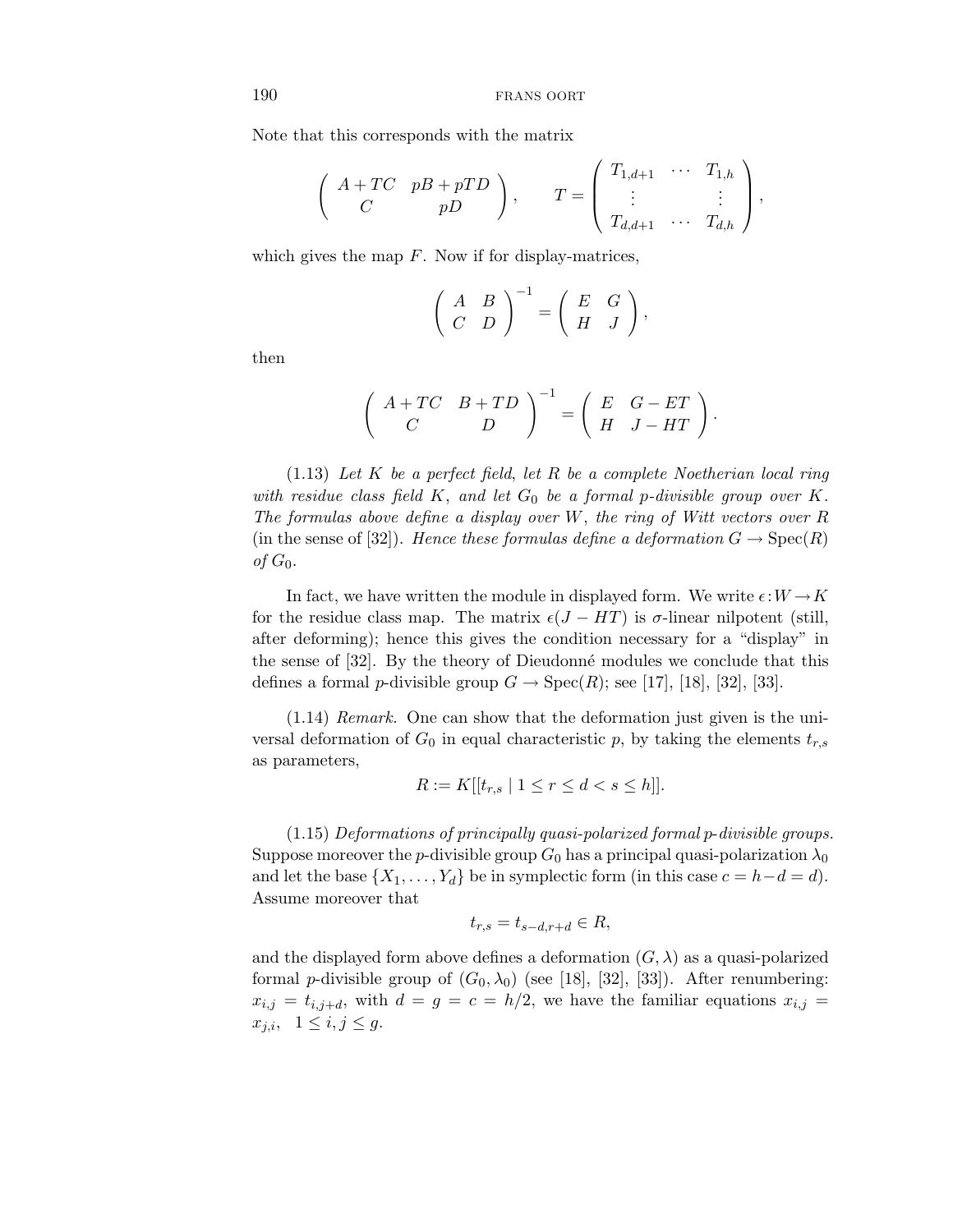Note that this corresponds with the matrix

$$\begin{pmatrix} A+TC & pB+pTD \\ C & pD \end{pmatrix}, \qquad T = \begin{pmatrix} T_{1,d+1} & \cdots & T_{1,h} \\ \vdots & & \vdots \\ T_{d,d+1} & \cdots & T_{d,h} \end{pmatrix},$$

which gives the map $F$. Now if for display-matrices,

$$\begin{pmatrix} A & B \\ C & D \end{pmatrix}^{-1} = \begin{pmatrix} E & G \\ H & J \end{pmatrix},$$

then

$$\begin{pmatrix} A+TC & B+TD \\ C & D \end{pmatrix}^{-1} = \begin{pmatrix} E & G-ET \\ H & J-HT \end{pmatrix}.$$

(1.13) *Let $K$ be a perfect field, let $R$ be a complete Noetherian local ring with residue class field $K$, and let $G_0$ be a formal $p$-divisible group over $K$. The formulas above define a display over $W$, the ring of Witt vectors over $R$* (in the sense of [32]). *Hence these formulas define a deformation $G \to \mathrm{Spec}(R)$ of $G_0$.*

In fact, we have written the module in displayed form. We write $\epsilon : W \to K$ for the residue class map. The matrix $\epsilon(J-HT)$ is $\sigma$-linear nilpotent (still, after deforming); hence this gives the condition necessary for a "display" in the sense of [32]. By the theory of Dieudonné modules we conclude that this defines a formal $p$-divisible group $G \to \mathrm{Spec}(R)$; see [17], [18], [32], [33].

(1.14) *Remark.* One can show that the deformation just given is the universal deformation of $G_0$ in equal characteristic $p$, by taking the elements $t_{r,s}$ as parameters,

$$R := K[[t_{r,s} \mid 1 \leq r \leq d < s \leq h]].$$

(1.15) *Deformations of principally quasi-polarized formal p-divisible groups.* Suppose moreover the $p$-divisible group $G_0$ has a principal quasi-polarization $\lambda_0$ and let the base $\{X_1, \ldots, Y_d\}$ be in symplectic form (in this case $c = h-d = d$). Assume moreover that

$$t_{r,s} = t_{s-d,r+d} \in R,$$

and the displayed form above defines a deformation $(G, \lambda)$ as a quasi-polarized formal $p$-divisible group of $(G_0, \lambda_0)$ (see [18], [32], [33]). After renumbering: $x_{i,j} = t_{i,j+d}$, with $d = g = c = h/2$, we have the familiar equations $x_{i,j} = x_{j,i}, \quad 1 \leq i, j \leq g$.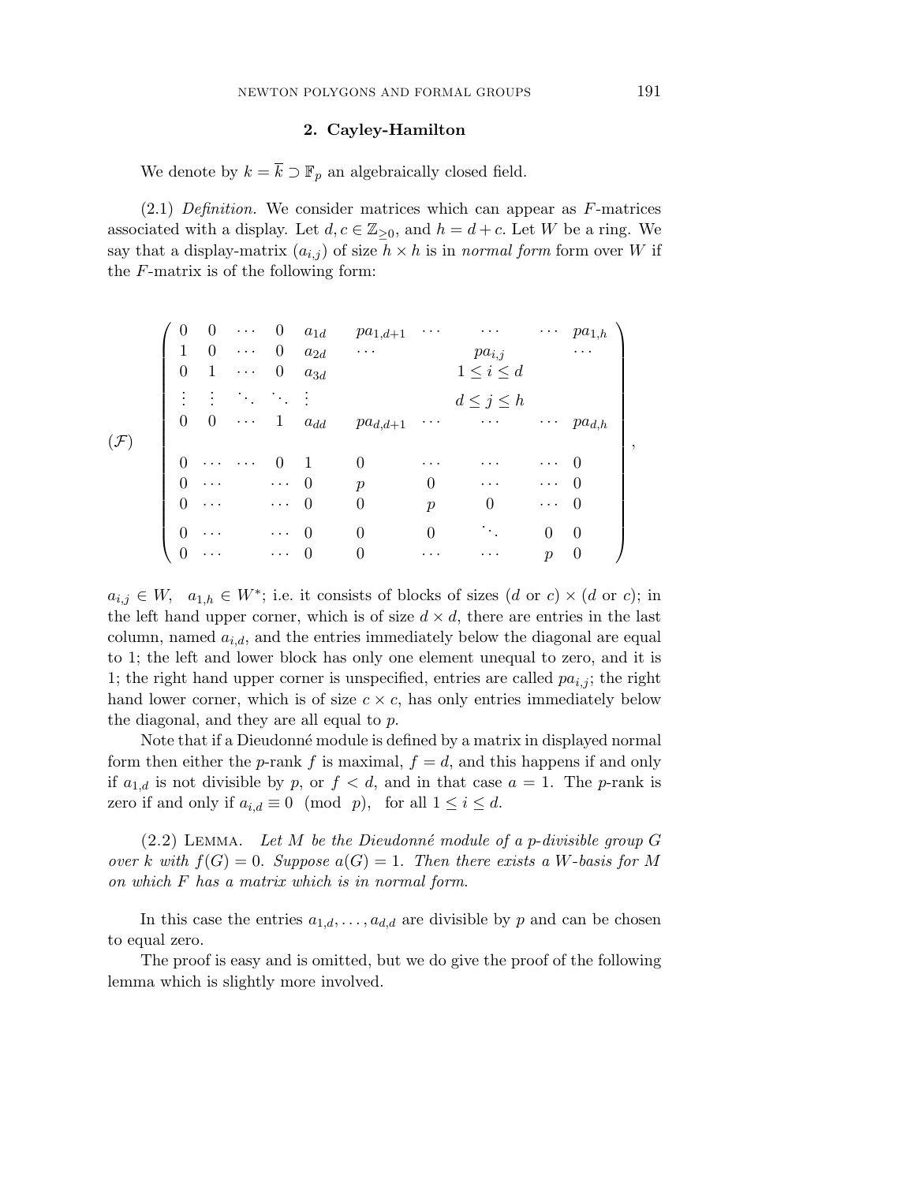## 2. Cayley-Hamilton

We denote by $k = \overline{k} \supset \mathbb{F}_p$ an algebraically closed field.

(2.1) *Definition.* We consider matrices which can appear as $F$-matrices associated with a display. Let $d, c \in \mathbb{Z}_{\geq 0}$, and $h = d + c$. Let $W$ be a ring. We say that a display-matrix $(a_{i,j})$ of size $h \times h$ is in *normal form* form over $W$ if the $F$-matrix is of the following form:

$$
(\mathcal{F}) \qquad \begin{pmatrix}
0 & 0 & \cdots & 0 & a_{1d} & pa_{1,d+1} & \cdots & \cdots & \cdots & pa_{1,h} \\
1 & 0 & \cdots & 0 & a_{2d} & \cdots & & pa_{i,j} & & \cdots \\
0 & 1 & \cdots & 0 & a_{3d} & & & 1 \leq i \leq d & & \\
\vdots & \vdots & \ddots & \ddots & \vdots & & & d \leq j \leq h & & \\
0 & 0 & \cdots & 1 & a_{dd} & pa_{d,d+1} & \cdots & \cdots & \cdots & pa_{d,h} \\
 & & & & & & & & & \\
0 & \cdots & \cdots & 0 & 1 & 0 & \cdots & \cdots & \cdots & 0 \\
0 & \cdots & & \cdots & 0 & p & 0 & \cdots & \cdots & 0 \\
0 & \cdots & & \cdots & 0 & 0 & p & 0 & \cdots & 0 \\
 & & & & & & & & & \\
0 & \cdots & & \cdots & 0 & 0 & 0 & \ddots & 0 & 0 \\
0 & \cdots & & \cdots & 0 & 0 & \cdots & \cdots & p & 0
\end{pmatrix},
$$

$a_{i,j} \in W, \quad a_{1,h} \in W^*$; i.e. it consists of blocks of sizes ($d$ or $c$) $\times$ ($d$ or $c$); in the left hand upper corner, which is of size $d \times d$, there are entries in the last column, named $a_{i,d}$, and the entries immediately below the diagonal are equal to 1; the left and lower block has only one element unequal to zero, and it is 1; the right hand upper corner is unspecified, entries are called $pa_{i,j}$; the right hand lower corner, which is of size $c \times c$, has only entries immediately below the diagonal, and they are all equal to $p$.

Note that if a Dieudonné module is defined by a matrix in displayed normal form then either the $p$-rank $f$ is maximal, $f = d$, and this happens if and only if $a_{1,d}$ is not divisible by $p$, or $f < d$, and in that case $a = 1$. The $p$-rank is zero if and only if $a_{i,d} \equiv 0 \pmod{p}$, for all $1 \leq i \leq d$.

(2.2) Lemma. *Let $M$ be the Dieudonné module of a $p$-divisible group $G$ over $k$ with $f(G) = 0$. Suppose $a(G) = 1$. Then there exists a $W$-basis for $M$ on which $F$ has a matrix which is in normal form.*

In this case the entries $a_{1,d}, \ldots, a_{d,d}$ are divisible by $p$ and can be chosen to equal zero.

The proof is easy and is omitted, but we do give the proof of the following lemma which is slightly more involved.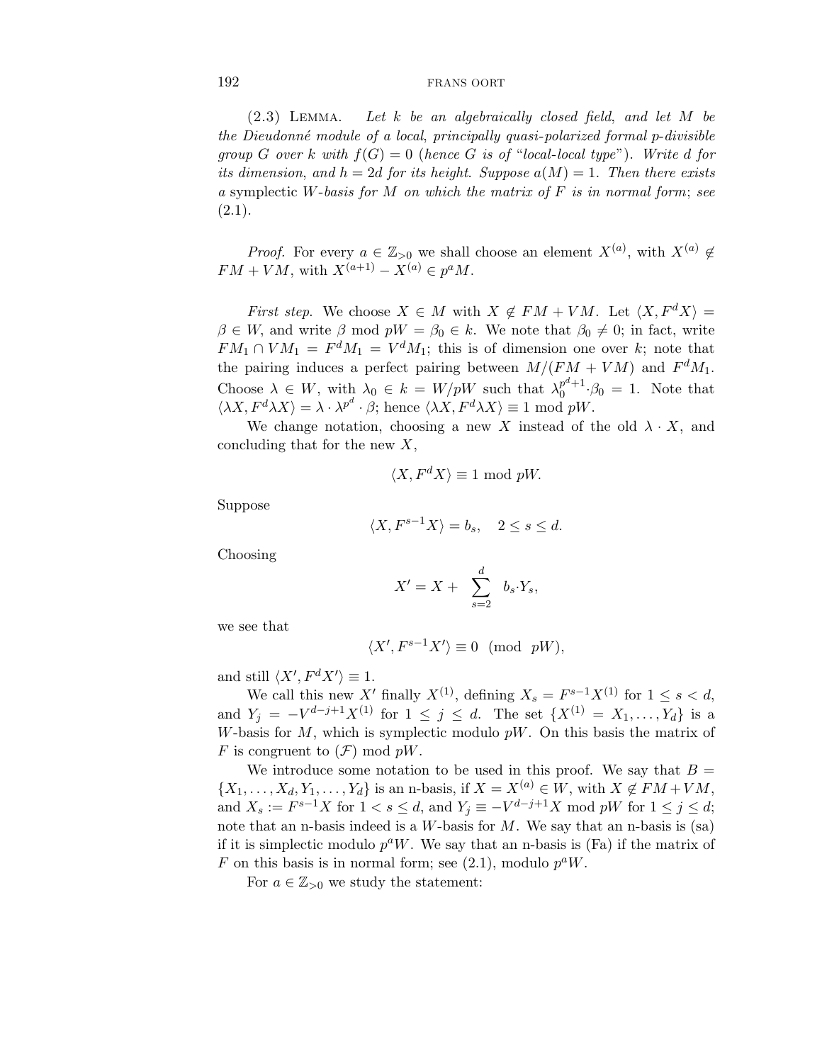(2.3) Lemma. *Let $k$ be an algebraically closed field, and let $M$ be the Dieudonné module of a local, principally quasi-polarized formal $p$-divisible group $G$ over $k$ with $f(G) = 0$ (hence $G$ is of "local-local type"). Write $d$ for its dimension, and $h = 2d$ for its height. Suppose $a(M) = 1$. Then there exists a* symplectic *$W$-basis for $M$ on which the matrix of $F$ is in normal form*; *see* (2.1).

*Proof.* For every $a \in \mathbb{Z}_{>0}$ we shall choose an element $X^{(a)}$, with $X^{(a)} \notin FM + VM$, with $X^{(a+1)} - X^{(a)} \in p^a M$.

*First step.* We choose $X \in M$ with $X \notin FM + VM$. Let $\langle X, F^d X\rangle = \beta \in W$, and write $\beta \bmod pW = \beta_0 \in k$. We note that $\beta_0 \neq 0$; in fact, write $FM_1 \cap VM_1 = F^d M_1 = V^d M_1$; this is of dimension one over $k$; note that the pairing induces a perfect pairing between $M/(FM + VM)$ and $F^d M_1$. Choose $\lambda \in W$, with $\lambda_0 \in k = W/pW$ such that $\lambda_0^{p^d+1} \cdot \beta_0 = 1$. Note that $\langle \lambda X, F^d \lambda X\rangle = \lambda \cdot \lambda^{p^d} \cdot \beta$; hence $\langle \lambda X, F^d \lambda X\rangle \equiv 1 \bmod pW$.

We change notation, choosing a new $X$ instead of the old $\lambda \cdot X$, and concluding that for the new $X$,

$$\langle X, F^d X\rangle \equiv 1 \bmod pW.$$

Suppose

$$\langle X, F^{s-1} X\rangle = b_s, \quad 2 \leq s \leq d.$$

Choosing

$$X' = X + \sum_{s=2}^{d} b_s \cdot Y_s,$$

we see that

$$\langle X', F^{s-1} X'\rangle \equiv 0 \pmod{pW},$$

and still $\langle X', F^d X'\rangle \equiv 1$.

We call this new $X'$ finally $X^{(1)}$, defining $X_s = F^{s-1} X^{(1)}$ for $1 \leq s < d$, and $Y_j = -V^{d-j+1} X^{(1)}$ for $1 \leq j \leq d$. The set $\{X^{(1)} = X_1, \ldots, Y_d\}$ is a $W$-basis for $M$, which is symplectic modulo $pW$. On this basis the matrix of $F$ is congruent to $(\mathcal{F}) \bmod pW$.

We introduce some notation to be used in this proof. We say that $B = \{X_1, \ldots, X_d, Y_1, \ldots, Y_d\}$ is an n-basis, if $X = X^{(a)} \in W$, with $X \notin FM + VM$, and $X_s := F^{s-1} X$ for $1 < s \leq d$, and $Y_j \equiv -V^{d-j+1} X \bmod pW$ for $1 \leq j \leq d$; note that an n-basis indeed is a $W$-basis for $M$. We say that an n-basis is (sa) if it is simplectic modulo $p^a W$. We say that an n-basis is (Fa) if the matrix of $F$ on this basis is in normal form; see (2.1), modulo $p^a W$.

For $a \in \mathbb{Z}_{>0}$ we study the statement: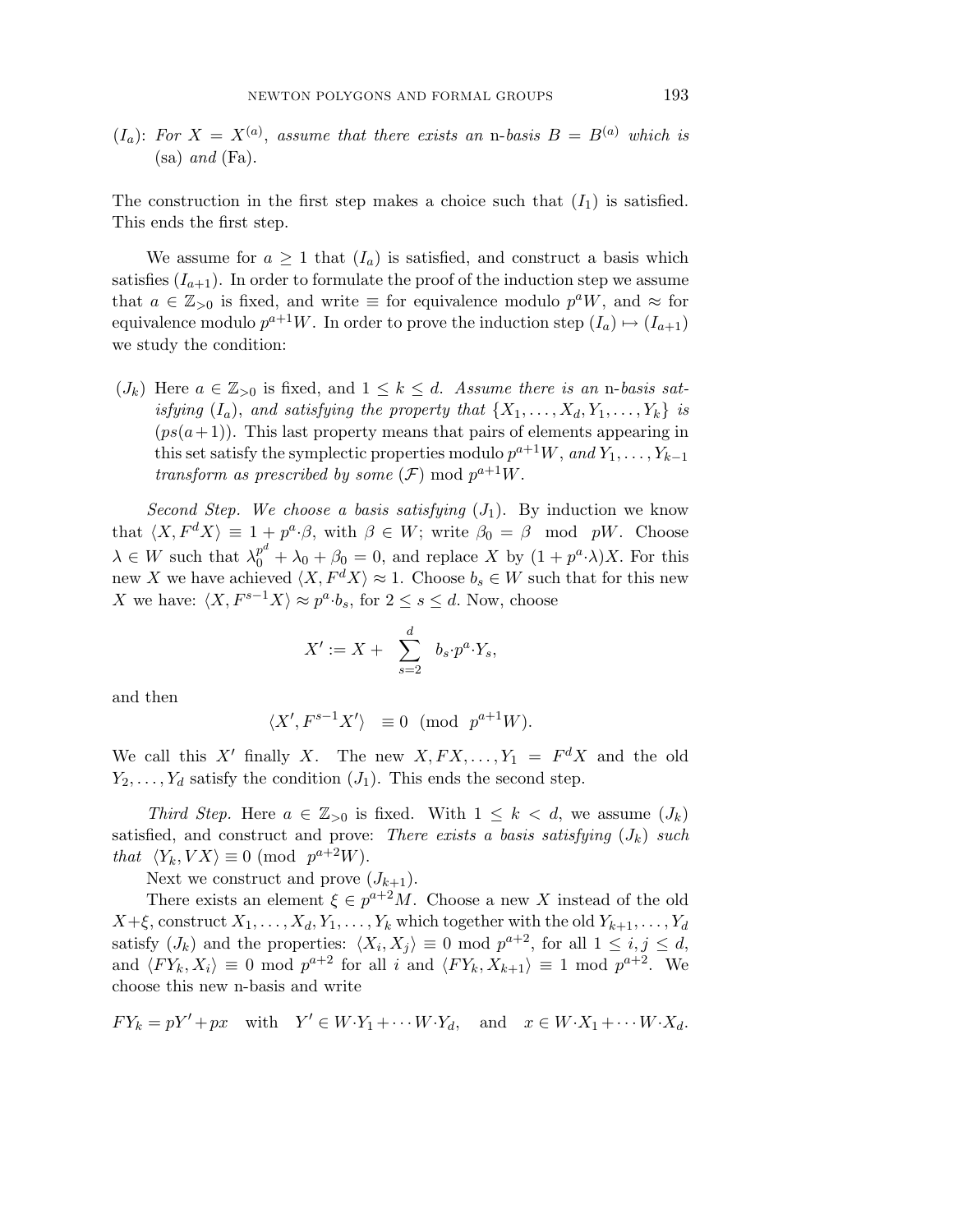($I_a$): *For $X = X^{(a)}$, assume that there exists an* n*-basis $B = B^{(a)}$ which is* (sa) *and* (Fa).

The construction in the first step makes a choice such that ($I_1$) is satisfied. This ends the first step.

We assume for $a \geq 1$ that ($I_a$) is satisfied, and construct a basis which satisfies ($I_{a+1}$). In order to formulate the proof of the induction step we assume that $a \in \mathbb{Z}_{>0}$ is fixed, and write $\equiv$ for equivalence modulo $p^a W$, and $\approx$ for equivalence modulo $p^{a+1}W$. In order to prove the induction step $(I_a) \mapsto (I_{a+1})$ we study the condition:

($J_k$) Here $a \in \mathbb{Z}_{>0}$ is fixed, and $1 \leq k \leq d$. *Assume there is an* n*-basis satisfying* ($I_a$)*, and satisfying the property that* $\{X_1, \ldots, X_d, Y_1, \ldots, Y_k\}$ *is* $(ps(a+1))$. This last property means that pairs of elements appearing in this set satisfy the symplectic properties modulo $p^{a+1}W$, *and* $Y_1, \ldots, Y_{k-1}$ *transform as prescribed by some* ($\mathcal{F}$) mod $p^{a+1}W$.

*Second Step. We choose a basis satisfying* ($J_1$). By induction we know that $\langle X, F^d X\rangle \equiv 1 + p^a{\cdot}\beta$, with $\beta \in W$; write $\beta_0 = \beta \mod pW$. Choose $\lambda \in W$ such that $\lambda_0^{p^d} + \lambda_0 + \beta_0 = 0$, and replace $X$ by $(1 + p^a{\cdot}\lambda)X$. For this new $X$ we have achieved $\langle X, F^d X\rangle \approx 1$. Choose $b_s \in W$ such that for this new $X$ we have: $\langle X, F^{s-1}X\rangle \approx p^a{\cdot}b_s$, for $2 \leq s \leq d$. Now, choose

$$X' := X + \sum_{s=2}^{d} b_s{\cdot}p^a{\cdot}Y_s,$$

and then

$$\langle X', F^{s-1}X'\rangle \equiv 0 \pmod{p^{a+1}W}.$$

We call this $X'$ finally $X$. The new $X, FX, \ldots, Y_1 = F^d X$ and the old $Y_2, \ldots, Y_d$ satisfy the condition ($J_1$). This ends the second step.

*Third Step.* Here $a \in \mathbb{Z}_{>0}$ is fixed. With $1 \leq k < d$, we assume ($J_k$) satisfied, and construct and prove: *There exists a basis satisfying* ($J_k$) *such that* $\langle Y_k, VX\rangle \equiv 0 \pmod{p^{a+2}W}$.

Next we construct and prove ($J_{k+1}$).

There exists an element $\xi \in p^{a+2}M$. Choose a new $X$ instead of the old $X+\xi$, construct $X_1, \ldots, X_d, Y_1, \ldots, Y_k$ which together with the old $Y_{k+1}, \ldots, Y_d$ satisfy ($J_k$) and the properties: $\langle X_i, X_j\rangle \equiv 0 \bmod p^{a+2}$, for all $1 \leq i, j \leq d$, and $\langle FY_k, X_i\rangle \equiv 0 \bmod p^{a+2}$ for all $i$ and $\langle FY_k, X_{k+1}\rangle \equiv 1 \bmod p^{a+2}$. We choose this new n-basis and write

$$FY_k = pY' + px \quad \text{with} \quad Y' \in W{\cdot}Y_1 + \cdots W{\cdot}Y_d, \quad \text{and} \quad x \in W{\cdot}X_1 + \cdots W{\cdot}X_d.$$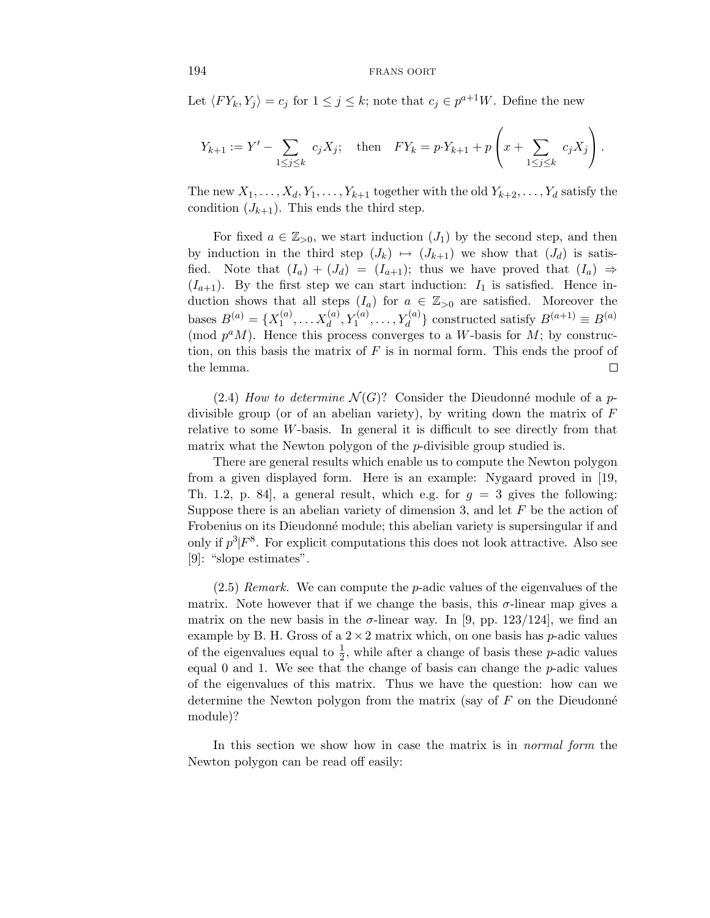Let $\langle FY_k, Y_j\rangle = c_j$ for $1 \leq j \leq k$; note that $c_j \in p^{a+1}W$. Define the new

$$Y_{k+1} := Y' - \sum_{1\leq j\leq k} c_j X_j; \quad \text{then} \quad FY_k = p{\cdot}Y_{k+1} + p\left(x + \sum_{1\leq j\leq k} c_j X_j\right).$$

The new $X_1, \dots, X_d, Y_1, \dots, Y_{k+1}$ together with the old $Y_{k+2}, \dots, Y_d$ satisfy the condition $(J_{k+1})$. This ends the third step.

For fixed $a \in \mathbb{Z}_{>0}$, we start induction $(J_1)$ by the second step, and then by induction in the third step $(J_k) \mapsto (J_{k+1})$ we show that $(J_d)$ is satisfied. Note that $(I_a) + (J_d) = (I_{a+1})$; thus we have proved that $(I_a) \Rightarrow (I_{a+1})$. By the first step we can start induction: $I_1$ is satisfied. Hence induction shows that all steps $(I_a)$ for $a \in \mathbb{Z}_{>0}$ are satisfied. Moreover the bases $B^{(a)} = \{X_1^{(a)}, \dots X_d^{(a)}, Y_1^{(a)}, \dots, Y_d^{(a)}\}$ constructed satisfy $B^{(a+1)} \equiv B^{(a)} \pmod{p^a M}$. Hence this process converges to a $W$-basis for $M$; by construction, on this basis the matrix of $F$ is in normal form. This ends the proof of the lemma. $\square$

(2.4) *How to determine* $\mathcal{N}(G)$? Consider the Dieudonné module of a $p$-divisible group (or of an abelian variety), by writing down the matrix of $F$ relative to some $W$-basis. In general it is difficult to see directly from that matrix what the Newton polygon of the $p$-divisible group studied is.

There are general results which enable us to compute the Newton polygon from a given displayed form. Here is an example: Nygaard proved in [19, Th. 1.2, p. 84], a general result, which e.g. for $g = 3$ gives the following: Suppose there is an abelian variety of dimension 3, and let $F$ be the action of Frobenius on its Dieudonné module; this abelian variety is supersingular if and only if $p^3 | F^8$. For explicit computations this does not look attractive. Also see [9]: "slope estimates".

(2.5) *Remark.* We can compute the $p$-adic values of the eigenvalues of the matrix. Note however that if we change the basis, this $\sigma$-linear map gives a matrix on the new basis in the $\sigma$-linear way. In [9, pp. 123/124], we find an example by B. H. Gross of a $2 \times 2$ matrix which, on one basis has $p$-adic values of the eigenvalues equal to $\frac{1}{2}$, while after a change of basis these $p$-adic values equal 0 and 1. We see that the change of basis can change the $p$-adic values of the eigenvalues of this matrix. Thus we have the question: how can we determine the Newton polygon from the matrix (say of $F$ on the Dieudonné module)?

In this section we show how in case the matrix is in *normal form* the Newton polygon can be read off easily: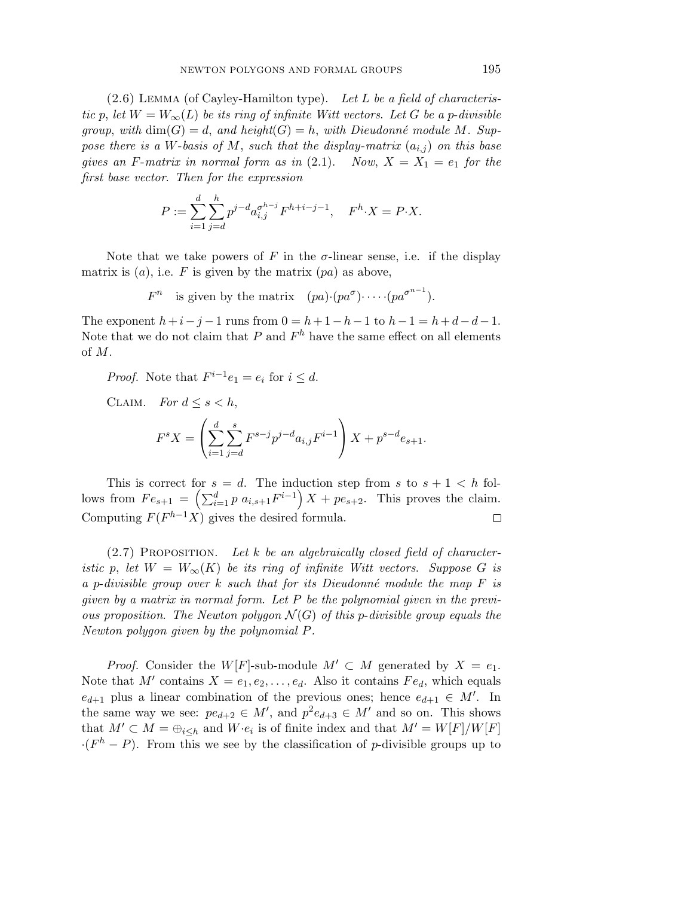(2.6) Lemma (of Cayley-Hamilton type). *Let $L$ be a field of characteristic $p$, let $W = W_\infty(L)$ be its ring of infinite Witt vectors. Let $G$ be a $p$-divisible group, with $\dim(G) = d$, and height$(G) = h$, with Dieudonné module $M$. Suppose there is a $W$-basis of $M$, such that the display-matrix $(a_{i,j})$ on this base gives an $F$-matrix in normal form as in* (2.1). *Now, $X = X_1 = e_1$ for the first base vector. Then for the expression*

$$P := \sum_{i=1}^{d} \sum_{j=d}^{h} p^{j-d} a_{i,j}^{\sigma^{h-j}} F^{h+i-j-1}, \quad F^h \cdot X = P \cdot X.$$

Note that we take powers of $F$ in the $\sigma$-linear sense, i.e. if the display matrix is $(a)$, i.e. $F$ is given by the matrix $(pa)$ as above,

$$F^n \quad \text{is given by the matrix} \quad (pa)\cdot(pa^\sigma)\cdot \dots \cdot (pa^{\sigma^{n-1}}).$$

The exponent $h+i-j-1$ runs from $0 = h+1-h-1$ to $h-1 = h+d-d-1$. Note that we do not claim that $P$ and $F^h$ have the same effect on all elements of $M$.

*Proof.* Note that $F^{i-1}e_1 = e_i$ for $i \leq d$.

Claim. *For $d \leq s < h$,*

$$F^s X = \left( \sum_{i=1}^{d} \sum_{j=d}^{s} F^{s-j} p^{j-d} a_{i,j} F^{i-1} \right) X + p^{s-d} e_{s+1}.$$

This is correct for $s = d$. The induction step from $s$ to $s+1 < h$ follows from $Fe_{s+1} = \left( \sum_{i=1}^{d} p\, a_{i,s+1} F^{i-1} \right) X + pe_{s+2}$. This proves the claim. Computing $F(F^{h-1}X)$ gives the desired formula. $\square$

(2.7) Proposition. *Let $k$ be an algebraically closed field of characteristic $p$, let $W = W_\infty(K)$ be its ring of infinite Witt vectors. Suppose $G$ is a $p$-divisible group over $k$ such that for its Dieudonné module the map $F$ is given by a matrix in normal form. Let $P$ be the polynomial given in the previous proposition. The Newton polygon $\mathcal{N}(G)$ of this $p$-divisible group equals the Newton polygon given by the polynomial $P$.*

*Proof.* Consider the $W[F]$-sub-module $M' \subset M$ generated by $X = e_1$. Note that $M'$ contains $X = e_1, e_2, \dots, e_d$. Also it contains $Fe_d$, which equals $e_{d+1}$ plus a linear combination of the previous ones; hence $e_{d+1} \in M'$. In the same way we see: $pe_{d+2} \in M'$, and $p^2 e_{d+3} \in M'$ and so on. This shows that $M' \subset M = \oplus_{i \leq h}$ and $W \cdot e_i$ is of finite index and that $M' = W[F]/W[F] \cdot (F^h - P)$. From this we see by the classification of $p$-divisible groups up to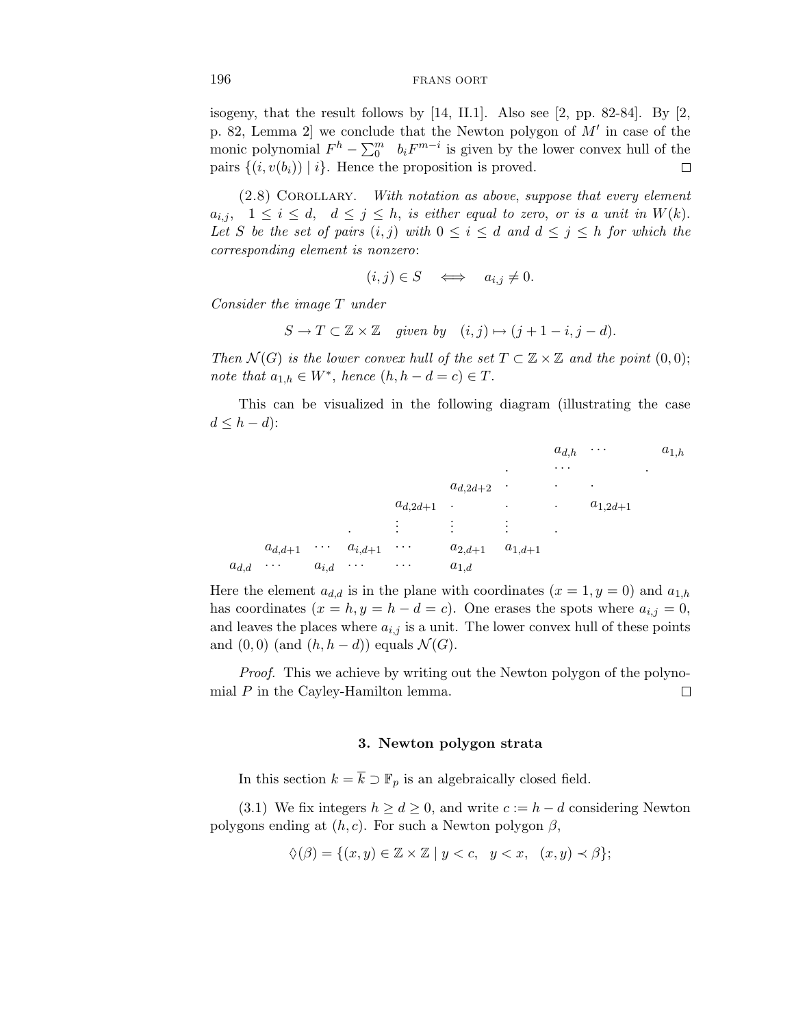isogeny, that the result follows by [14, II.1]. Also see [2, pp. 82-84]. By [2, p. 82, Lemma 2] we conclude that the Newton polygon of $M'$ in case of the monic polynomial $F^h - \sum_0^m \; b_i F^{m-i}$ is given by the lower convex hull of the pairs $\{(i, v(b_i)) \mid i\}$. Hence the proposition is proved. $\square$

(2.8) Corollary. *With notation as above, suppose that every element $a_{i,j}$, $1 \leq i \leq d$, $d \leq j \leq h$, is either equal to zero, or is a unit in $W(k)$. Let $S$ be the set of pairs $(i,j)$ with $0 \leq i \leq d$ and $d \leq j \leq h$ for which the corresponding element is nonzero*:

$$(i,j) \in S \iff a_{i,j} \neq 0.$$

*Consider the image $T$ under*

$$S \to T \subset \mathbb{Z} \times \mathbb{Z} \quad \text{given by} \quad (i,j) \mapsto (j+1-i, j-d).$$

*Then $\mathcal{N}(G)$ is the lower convex hull of the set $T \subset \mathbb{Z} \times \mathbb{Z}$ and the point $(0,0)$; note that $a_{1,h} \in W^*$, hence $(h, h-d = c) \in T$.*

This can be visualized in the following diagram (illustrating the case $d \leq h - d$):

$$\begin{array}{cccccccccc}
 & & & & & & & a_{d,h} & \cdots & & a_{1,h} \\
 & & & & & & . & \cdots & & . & \\
 & & & & & a_{d,2d+2} & \cdot & \cdot & \cdot & & \\
 & & & & a_{d,2d+1} & \cdot & \cdot & \cdot & a_{1,2d+1} & & \\
 & & & . & \vdots & \vdots & \vdots & . & & & \\
 & a_{d,d+1} & \cdots & a_{i,d+1} & \cdots & a_{2,d+1} & a_{1,d+1} & & & & \\
a_{d,d} & \cdots & a_{i,d} & \cdots & \cdots & a_{1,d} & & & & &
\end{array}$$

Here the element $a_{d,d}$ is in the plane with coordinates $(x = 1, y = 0)$ and $a_{1,h}$ has coordinates $(x = h, y = h - d = c)$. One erases the spots where $a_{i,j} = 0$, and leaves the places where $a_{i,j}$ is a unit. The lower convex hull of these points and $(0,0)$ (and $(h, h-d)$) equals $\mathcal{N}(G)$.

*Proof.* This we achieve by writing out the Newton polygon of the polynomial $P$ in the Cayley-Hamilton lemma. $\square$

## 3. Newton polygon strata

In this section $k = \overline{k} \supset \mathbb{F}_p$ is an algebraically closed field.

(3.1) We fix integers $h \geq d \geq 0$, and write $c := h - d$ considering Newton polygons ending at $(h, c)$. For such a Newton polygon $\beta$,

$$\Diamond(\beta) = \{(x,y) \in \mathbb{Z} \times \mathbb{Z} \mid y < c, \quad y < x, \quad (x,y) \prec \beta\};$$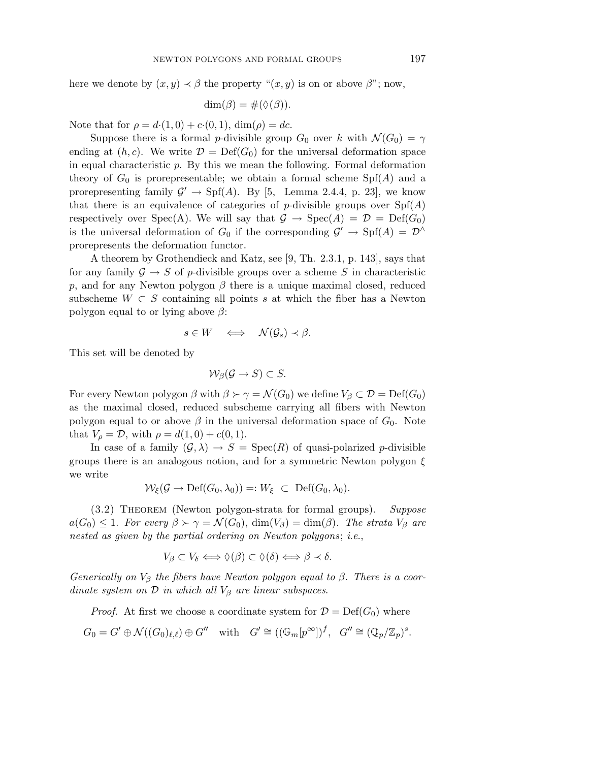here we denote by $(x,y) \prec \beta$ the property "$(x,y)$ is on or above $\beta$"; now,

$$\dim(\beta) = \#(\Diamond(\beta)).$$

Note that for $\rho = d{\cdot}(1,0) + c{\cdot}(0,1)$, $\dim(\rho) = dc$.

Suppose there is a formal $p$-divisible group $G_0$ over $k$ with $\mathcal{N}(G_0) = \gamma$ ending at $(h,c)$. We write $\mathcal{D} = \mathrm{Def}(G_0)$ for the universal deformation space in equal characteristic $p$. By this we mean the following. Formal deformation theory of $G_0$ is prorepresentable; we obtain a formal scheme $\mathrm{Spf}(A)$ and a prorepresenting family $\mathcal{G}' \to \mathrm{Spf}(A)$. By [5, Lemma 2.4.4, p. 23], we know that there is an equivalence of categories of $p$-divisible groups over $\mathrm{Spf}(A)$ respectively over Spec(A). We will say that $\mathcal{G} \to \mathrm{Spec}(A) = \mathcal{D} = \mathrm{Def}(G_0)$ is the universal deformation of $G_0$ if the corresponding $\mathcal{G}' \to \mathrm{Spf}(A) = \mathcal{D}^\wedge$ prorepresents the deformation functor.

A theorem by Grothendieck and Katz, see [9, Th. 2.3.1, p. 143], says that for any family $\mathcal{G} \to S$ of $p$-divisible groups over a scheme $S$ in characteristic $p$, and for any Newton polygon $\beta$ there is a unique maximal closed, reduced subscheme $W \subset S$ containing all points $s$ at which the fiber has a Newton polygon equal to or lying above $\beta$:

$$s \in W \quad \Longleftrightarrow \quad \mathcal{N}(\mathcal{G}_s) \prec \beta.$$

This set will be denoted by

$$\mathcal{W}_\beta(\mathcal{G} \to S) \subset S.$$

For every Newton polygon $\beta$ with $\beta \succ \gamma = \mathcal{N}(G_0)$ we define $V_\beta \subset \mathcal{D} = \mathrm{Def}(G_0)$ as the maximal closed, reduced subscheme carrying all fibers with Newton polygon equal to or above $\beta$ in the universal deformation space of $G_0$. Note that $V_\rho = \mathcal{D}$, with $\rho = d(1,0) + c(0,1)$.

In case of a family $(\mathcal{G}, \lambda) \to S = \mathrm{Spec}(R)$ of quasi-polarized $p$-divisible groups there is an analogous notion, and for a symmetric Newton polygon $\xi$ we write

$$\mathcal{W}_\xi(\mathcal{G} \to \mathrm{Def}(G_0, \lambda_0)) =: W_\xi \ \subset \ \mathrm{Def}(G_0, \lambda_0).$$

(3.2) Theorem (Newton polygon-strata for formal groups). *Suppose $a(G_0) \leq 1$. For every $\beta \succ \gamma = \mathcal{N}(G_0)$, $\dim(V_\beta) = \dim(\beta)$. The strata $V_\beta$ are nested as given by the partial ordering on Newton polygons; i.e.,*

$$V_\beta \subset V_\delta \Longleftrightarrow \Diamond(\beta) \subset \Diamond(\delta) \Longleftrightarrow \beta \prec \delta.$$

*Generically on $V_\beta$ the fibers have Newton polygon equal to $\beta$. There is a coordinate system on $\mathcal{D}$ in which all $V_\beta$ are linear subspaces.*

*Proof.* At first we choose a coordinate system for $\mathcal{D} = \mathrm{Def}(G_0)$ where

$$G_0 = G' \oplus \mathcal{N}((G_0)_{\ell,\ell}) \oplus G'' \quad \text{with} \quad G' \cong ((\mathbb{G}_m[p^\infty])^f, \quad G'' \cong (\mathbb{Q}_p/\mathbb{Z}_p)^s.$$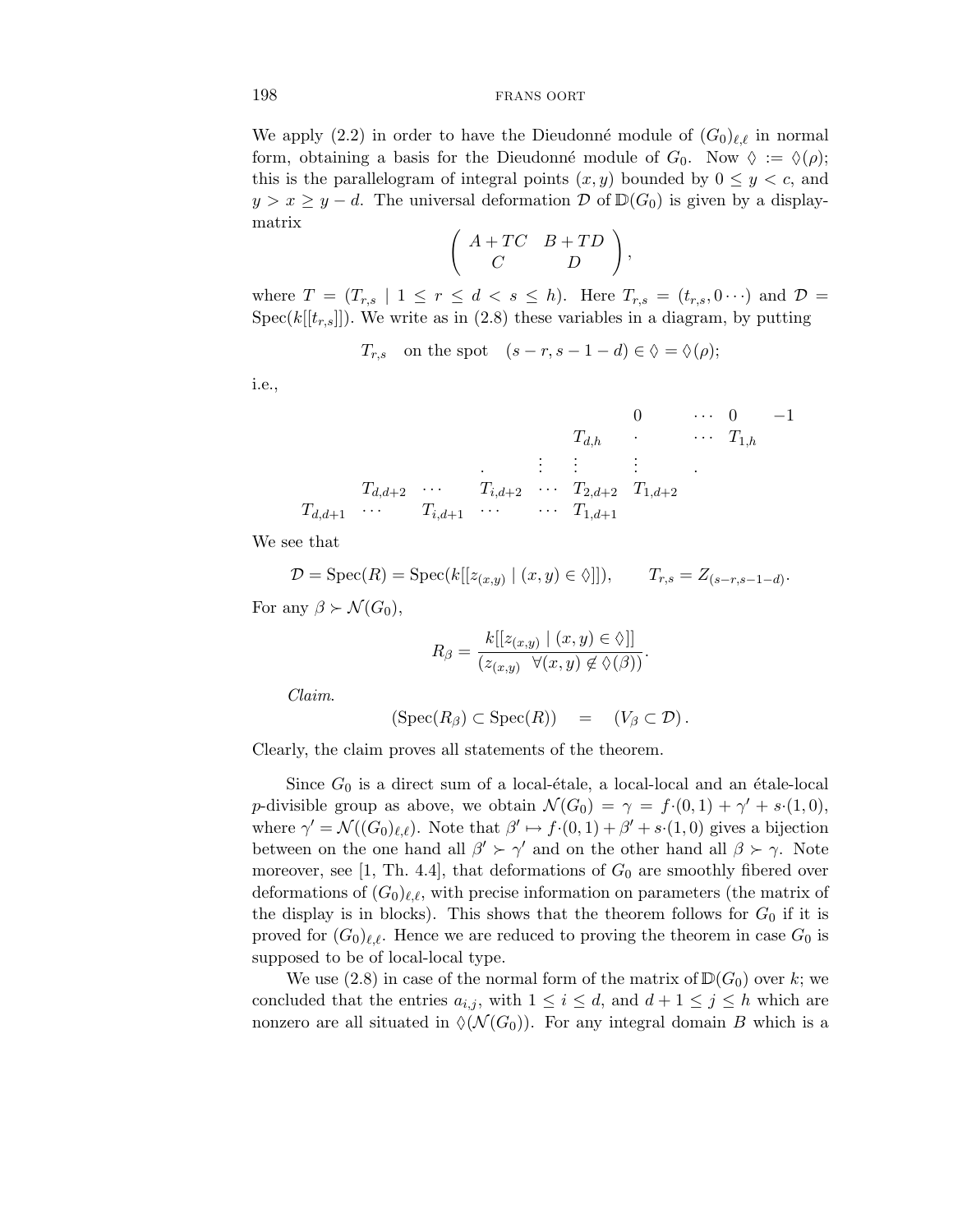We apply (2.2) in order to have the Dieudonné module of $(G_0)_{\ell,\ell}$ in normal form, obtaining a basis for the Dieudonné module of $G_0$. Now $\Diamond := \Diamond(\rho)$; this is the parallelogram of integral points $(x, y)$ bounded by $0 \leq y < c$, and $y > x \geq y - d$. The universal deformation $\mathcal{D}$ of $\mathbb{D}(G_0)$ is given by a display-matrix

$$\begin{pmatrix} A + TC & B + TD \\ C & D \end{pmatrix},$$

where $T = (T_{r,s} \mid 1 \leq r \leq d < s \leq h)$. Here $T_{r,s} = (t_{r,s}, 0 \cdots)$ and $\mathcal{D} = \mathrm{Spec}(k[[t_{r,s}]])$. We write as in (2.8) these variables in a diagram, by putting

$$T_{r,s} \quad \text{on the spot} \quad (s - r, s - 1 - d) \in \Diamond = \Diamond(\rho);$$

i.e.,

$$\begin{array}{cccccccccc}
 & & & & & & 0 & \cdots & 0 & -1 \\
 & & & & & T_{d,h} & \cdot & \cdots & T_{1,h} & \\
 & & & . & \vdots & \vdots & \vdots & & . & \\
 & T_{d,d+2} & \cdots & T_{i,d+2} & \cdots & T_{2,d+2} & T_{1,d+2} & & & \\
T_{d,d+1} & \cdots & T_{i,d+1} & \cdots & \cdots & T_{1,d+1} & & & &
\end{array}$$

We see that

$$\mathcal{D} = \mathrm{Spec}(R) = \mathrm{Spec}(k[[z_{(x,y)} \mid (x, y) \in \Diamond]]), \qquad T_{r,s} = Z_{(s-r,s-1-d)}.$$

For any $\beta \succ \mathcal{N}(G_0)$,

$$R_\beta = \frac{k[[z_{(x,y)} \mid (x, y) \in \Diamond]]}{(z_{(x,y)} \ \ \forall (x, y) \notin \Diamond(\beta))}.$$

*Claim.*

$$(\mathrm{Spec}(R_\beta) \subset \mathrm{Spec}(R)) \quad = \quad (V_\beta \subset \mathcal{D}).$$

Clearly, the claim proves all statements of the theorem.

Since $G_0$ is a direct sum of a local-étale, a local-local and an étale-local $p$-divisible group as above, we obtain $\mathcal{N}(G_0) = \gamma = f{\cdot}(0, 1) + \gamma' + s{\cdot}(1, 0)$, where $\gamma' = \mathcal{N}((G_0)_{\ell,\ell})$. Note that $\beta' \mapsto f{\cdot}(0, 1) + \beta' + s{\cdot}(1, 0)$ gives a bijection between on the one hand all $\beta' \succ \gamma'$ and on the other hand all $\beta \succ \gamma$. Note moreover, see [1, Th. 4.4], that deformations of $G_0$ are smoothly fibered over deformations of $(G_0)_{\ell,\ell}$, with precise information on parameters (the matrix of the display is in blocks). This shows that the theorem follows for $G_0$ if it is proved for $(G_0)_{\ell,\ell}$. Hence we are reduced to proving the theorem in case $G_0$ is supposed to be of local-local type.

We use (2.8) in case of the normal form of the matrix of $\mathbb{D}(G_0)$ over $k$; we concluded that the entries $a_{i,j}$, with $1 \leq i \leq d$, and $d + 1 \leq j \leq h$ which are nonzero are all situated in $\Diamond(\mathcal{N}(G_0))$. For any integral domain $B$ which is a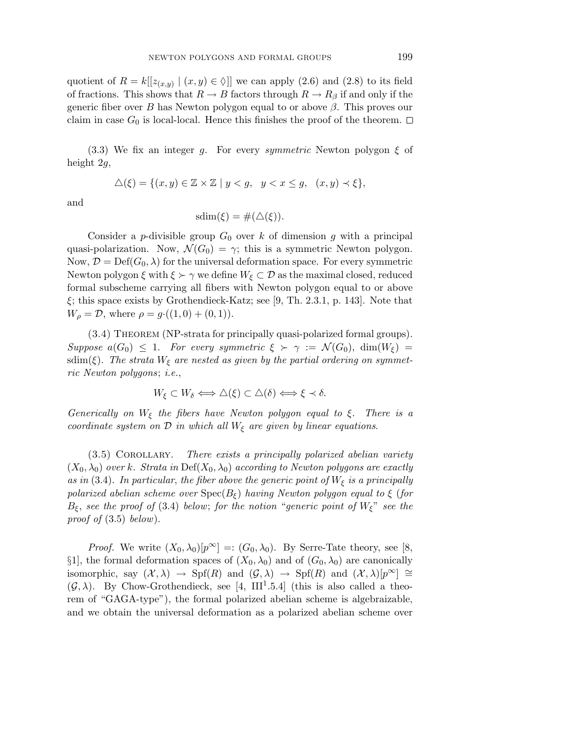quotient of $R = k[[z_{(x,y)} \mid (x,y) \in \Diamond]]$ we can apply (2.6) and (2.8) to its field of fractions. This shows that $R \to B$ factors through $R \to R_\beta$ if and only if the generic fiber over $B$ has Newton polygon equal to or above $\beta$. This proves our claim in case $G_0$ is local-local. Hence this finishes the proof of the theorem. $\square$

(3.3) We fix an integer $g$. For every *symmetric* Newton polygon $\xi$ of height $2g$,

$$\triangle(\xi) = \{(x,y) \in \mathbb{Z} \times \mathbb{Z} \mid y < g, \quad y < x \leq g, \quad (x,y) \prec \xi\},$$

and

$$\mathrm{sdim}(\xi) = \#(\triangle(\xi)).$$

Consider a $p$-divisible group $G_0$ over $k$ of dimension $g$ with a principal quasi-polarization. Now, $\mathcal{N}(G_0) = \gamma$; this is a symmetric Newton polygon. Now, $\mathcal{D} = \mathrm{Def}(G_0, \lambda)$ for the universal deformation space. For every symmetric Newton polygon $\xi$ with $\xi \succ \gamma$ we define $W_\xi \subset \mathcal{D}$ as the maximal closed, reduced formal subscheme carrying all fibers with Newton polygon equal to or above $\xi$; this space exists by Grothendieck-Katz; see [9, Th. 2.3.1, p. 143]. Note that $W_\rho = \mathcal{D}$, where $\rho = g{\cdot}((1,0) + (0,1))$.

(3.4) Theorem (NP-strata for principally quasi-polarized formal groups). *Suppose $a(G_0) \leq 1$. For every symmetric $\xi \succ \gamma := \mathcal{N}(G_0)$, $\dim(W_\xi) = \mathrm{sdim}(\xi)$. The strata $W_\xi$ are nested as given by the partial ordering on symmetric Newton polygons; i.e.,*

$$W_\xi \subset W_\delta \iff \triangle(\xi) \subset \triangle(\delta) \iff \xi \prec \delta.$$

*Generically on $W_\xi$ the fibers have Newton polygon equal to $\xi$. There is a coordinate system on $\mathcal{D}$ in which all $W_\xi$ are given by linear equations.*

(3.5) Corollary. *There exists a principally polarized abelian variety $(X_0, \lambda_0)$ over $k$. Strata in $\mathrm{Def}(X_0, \lambda_0)$ according to Newton polygons are exactly as in (3.4). In particular, the fiber above the generic point of $W_\xi$ is a principally polarized abelian scheme over $\mathrm{Spec}(B_\xi)$ having Newton polygon equal to $\xi$ (for $B_\xi$, see the proof of (3.4) below; for the notion "generic point of $W_\xi$" see the proof of (3.5) below).*

*Proof.* We write $(X_0, \lambda_0)[p^\infty] =: (G_0, \lambda_0)$. By Serre-Tate theory, see [8, §1], the formal deformation spaces of $(X_0, \lambda_0)$ and of $(G_0, \lambda_0)$ are canonically isomorphic, say $(\mathcal{X}, \lambda) \to \mathrm{Spf}(R)$ and $(\mathcal{G}, \lambda) \to \mathrm{Spf}(R)$ and $(\mathcal{X}, \lambda)[p^\infty] \cong (\mathcal{G}, \lambda)$. By Chow-Grothendieck, see [4, III[1].5.4] (this is also called a theorem of "GAGA-type"), the formal polarized abelian scheme is algebraizable, and we obtain the universal deformation as a polarized abelian scheme over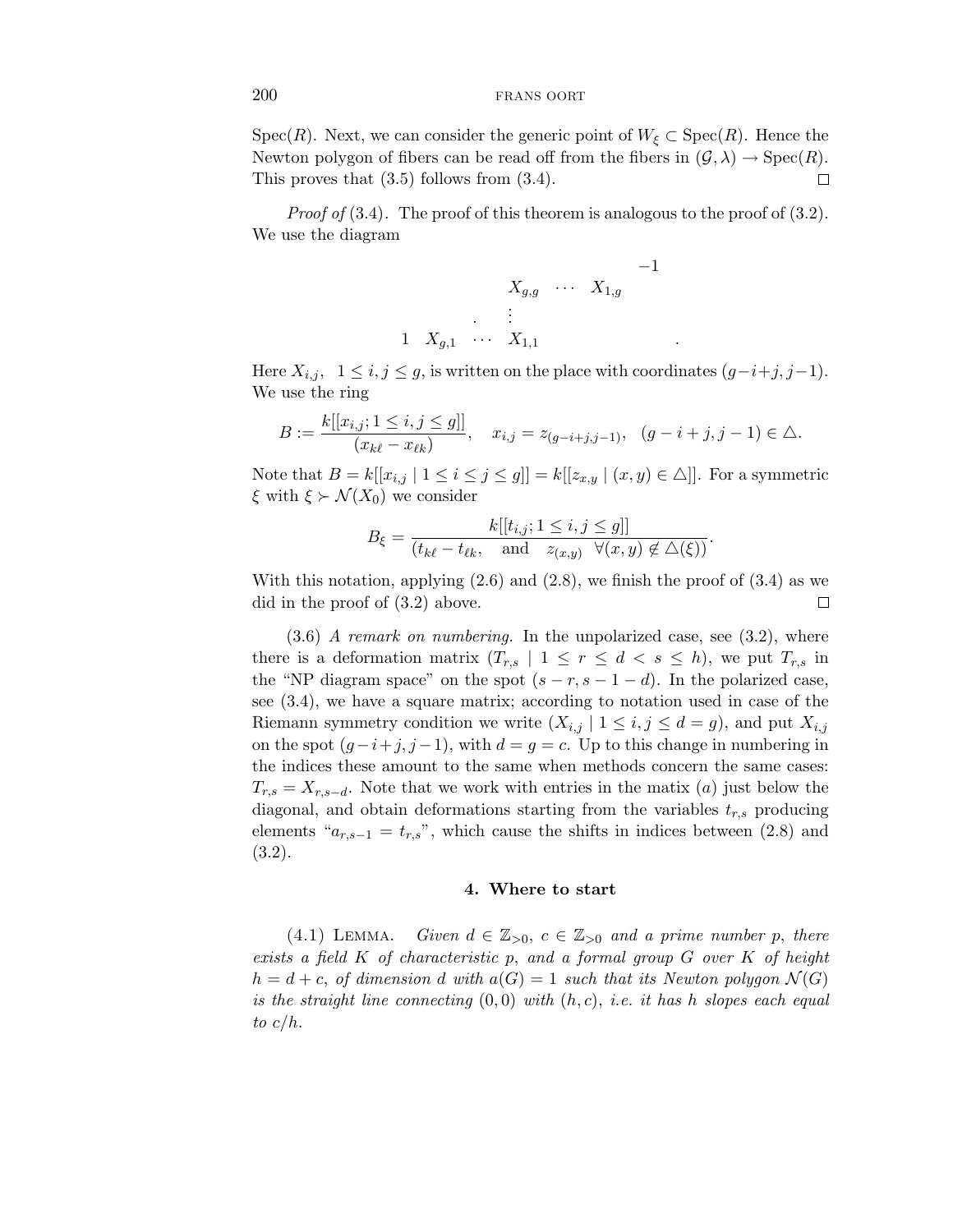Spec$(R)$. Next, we can consider the generic point of $W_\xi \subset \mathrm{Spec}(R)$. Hence the Newton polygon of fibers can be read off from the fibers in $(\mathcal{G}, \lambda) \to \mathrm{Spec}(R)$. This proves that (3.5) follows from (3.4). $\square$

*Proof of* (3.4). The proof of this theorem is analogous to the proof of (3.2). We use the diagram

$$
\begin{array}{cccccc}
 & & & & & -1 \\
 & & X_{g,g} & \cdots & X_{1,g} & \\
 & . & \vdots & & & \\
1 & X_{g,1} & \cdots & X_{1,1} & & .
\end{array}
$$

Here $X_{i,j}$, $1 \le i, j \le g$, is written on the place with coordinates $(g-i+j, j-1)$. We use the ring

$$B := \frac{k[[x_{i,j}; 1 \le i, j \le g]]}{(x_{k\ell} - x_{\ell k})}, \quad x_{i,j} = z_{(g-i+j, j-1)}, \quad (g-i+j, j-1) \in \triangle.$$

Note that $B = k[[x_{i,j} \mid 1 \le i \le j \le g]] = k[[z_{x,y} \mid (x,y) \in \triangle]]$. For a symmetric $\xi$ with $\xi \succ \mathcal{N}(X_0)$ we consider

$$B_\xi = \frac{k[[t_{i,j}; 1 \le i, j \le g]]}{(t_{k\ell} - t_{\ell k}, \quad \text{and} \quad z_{(x,y)} \ \ \forall (x,y) \notin \triangle(\xi))}.$$

With this notation, applying (2.6) and (2.8), we finish the proof of (3.4) as we did in the proof of (3.2) above. $\square$

(3.6) *A remark on numbering.* In the unpolarized case, see (3.2), where there is a deformation matrix $(T_{r,s} \mid 1 \le r \le d < s \le h)$, we put $T_{r,s}$ in the "NP diagram space" on the spot $(s-r, s-1-d)$. In the polarized case, see (3.4), we have a square matrix; according to notation used in case of the Riemann symmetry condition we write $(X_{i,j} \mid 1 \le i, j \le d = g)$, and put $X_{i,j}$ on the spot $(g-i+j, j-1)$, with $d = g = c$. Up to this change in numbering in the indices these amount to the same when methods concern the same cases: $T_{r,s} = X_{r,s-d}$. Note that we work with entries in the matix $(a)$ just below the diagonal, and obtain deformations starting from the variables $t_{r,s}$ producing elements "$a_{r,s-1} = t_{r,s}$", which cause the shifts in indices between (2.8) and (3.2).

## 4. Where to start

(4.1) Lemma. *Given $d \in \mathbb{Z}_{>0}$, $c \in \mathbb{Z}_{>0}$ and a prime number $p$, there exists a field $K$ of characteristic $p$, and a formal group $G$ over $K$ of height $h = d + c$, of dimension $d$ with $a(G) = 1$ such that its Newton polygon $\mathcal{N}(G)$ is the straight line connecting $(0,0)$ with $(h, c)$, i.e. it has $h$ slopes each equal to $c/h$.*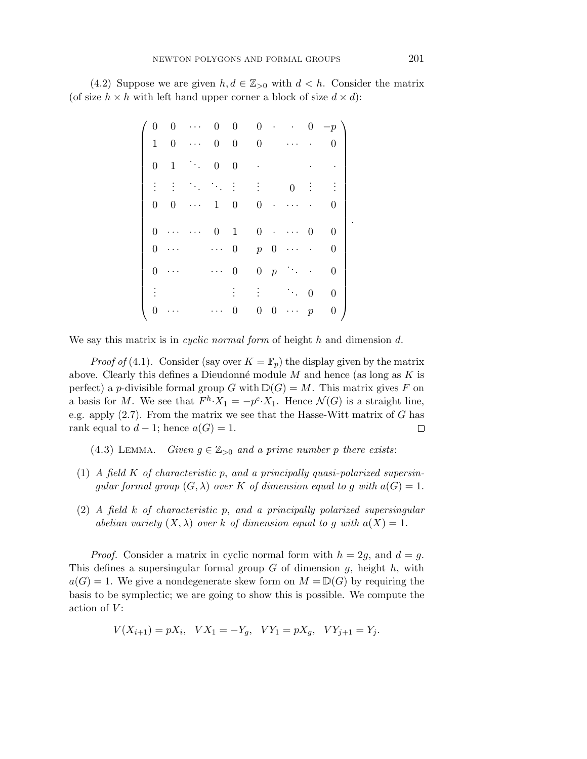(4.2) Suppose we are given $h, d \in \mathbb{Z}_{>0}$ with $d < h$. Consider the matrix (of size $h \times h$ with left hand upper corner a block of size $d \times d$):

$$
\begin{pmatrix}
0 & 0 & \cdots & 0 & 0 & 0 & \cdot & \cdot & 0 & -p \\
1 & 0 & \cdots & 0 & 0 & 0 & & \cdots & \cdot & 0 \\
0 & 1 & \ddots & 0 & 0 & \cdot & & & \cdot & \cdot \\
\vdots & \vdots & \ddots & \ddots & \vdots & \vdots & & 0 & \vdots & \vdots \\
0 & 0 & \cdots & 1 & 0 & 0 & \cdot & \cdots & \cdot & 0 \\
0 & \cdots & \cdots & 0 & 1 & 0 & \cdot & \cdots & 0 & 0 \\
0 & \cdots & & \cdots & 0 & p & 0 & \cdots & \cdot & 0 \\
0 & \cdots & & \cdots & 0 & 0 & p & \ddots & \cdot & 0 \\
\vdots & & & & \vdots & \vdots & & \ddots & 0 & 0 \\
0 & \cdots & & \cdots & 0 & 0 & 0 & \cdots & p & 0
\end{pmatrix}.
$$

We say this matrix is in *cyclic normal form* of height $h$ and dimension $d$.

*Proof of* (4.1). Consider (say over $K = \mathbb{F}_p$) the display given by the matrix above. Clearly this defines a Dieudonné module $M$ and hence (as long as $K$ is perfect) a $p$-divisible formal group $G$ with $\mathbb{D}(G) = M$. This matrix gives $F$ on a basis for $M$. We see that $F^h \cdot X_1 = -p^c \cdot X_1$. Hence $\mathcal{N}(G)$ is a straight line, e.g. apply (2.7). From the matrix we see that the Hasse-Witt matrix of $G$ has rank equal to $d - 1$; hence $a(G) = 1$. □

(4.3) Lemma. *Given $g \in \mathbb{Z}_{>0}$ and a prime number $p$ there exists*:

1. *A field $K$ of characteristic $p$, and a principally quasi-polarized supersingular formal group $(G, \lambda)$ over $K$ of dimension equal to $g$ with $a(G) = 1$.*
2. *A field $k$ of characteristic $p$, and a principally polarized supersingular abelian variety $(X, \lambda)$ over $k$ of dimension equal to $g$ with $a(X) = 1$.*

*Proof.* Consider a matrix in cyclic normal form with $h = 2g$, and $d = g$. This defines a supersingular formal group $G$ of dimension $g$, height $h$, with $a(G) = 1$. We give a nondegenerate skew form on $M = \mathbb{D}(G)$ by requiring the basis to be symplectic; we are going to show this is possible. We compute the action of $V$:

$$V(X_{i+1}) = pX_i, \quad VX_1 = -Y_g, \quad VY_1 = pX_g, \quad VY_{j+1} = Y_j.$$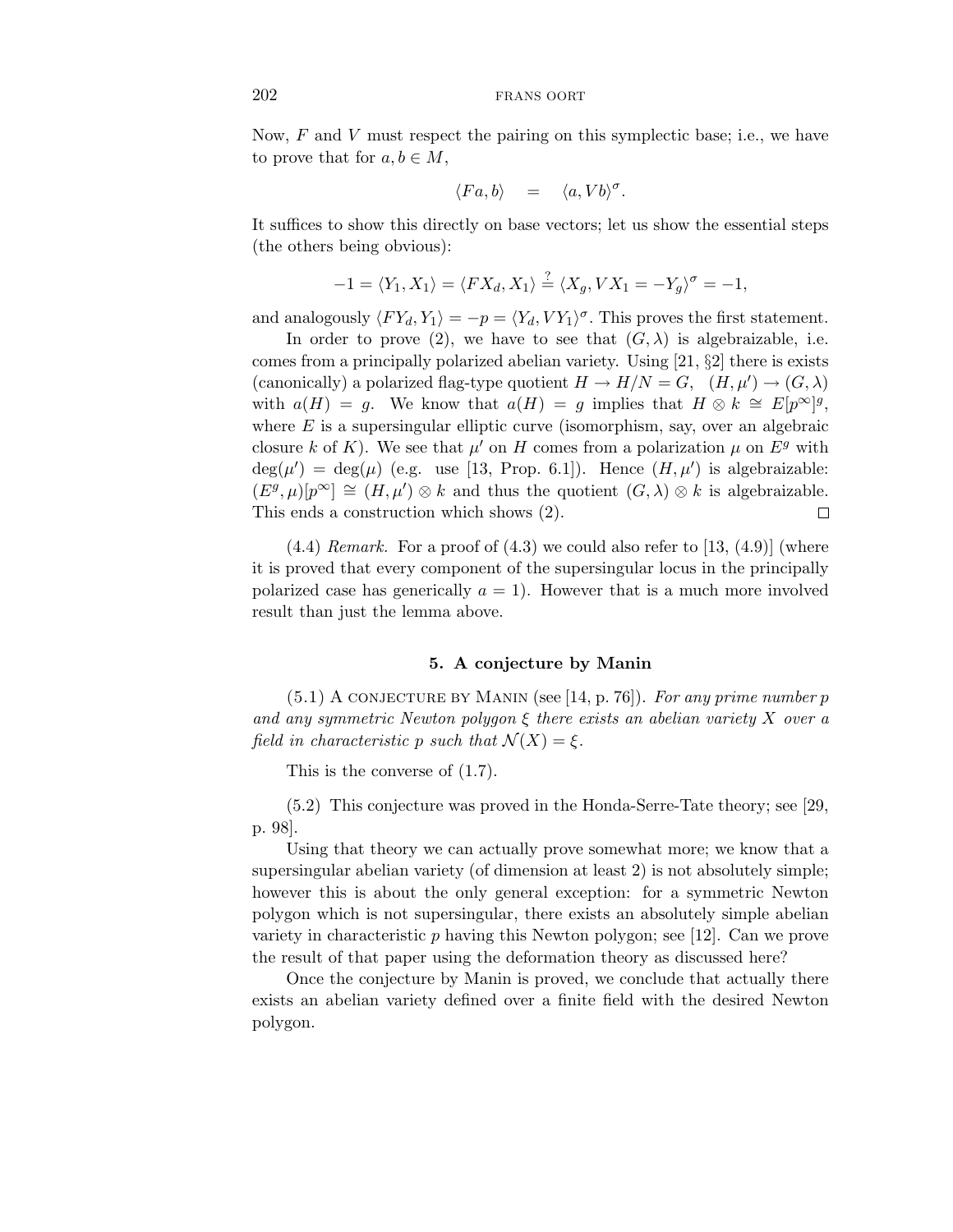Now, $F$ and $V$ must respect the pairing on this symplectic base; i.e., we have to prove that for $a, b \in M$,

$$\langle Fa, b\rangle \quad = \quad \langle a, Vb\rangle^{\sigma}.$$

It suffices to show this directly on base vectors; let us show the essential steps (the others being obvious):

$$-1 = \langle Y_1, X_1\rangle = \langle FX_d, X_1\rangle \stackrel{?}{=} \langle X_g, VX_1 = -Y_g\rangle^{\sigma} = -1,$$

and analogously $\langle FY_d, Y_1\rangle = -p = \langle Y_d, VY_1\rangle^{\sigma}$. This proves the first statement.

In order to prove (2), we have to see that $(G, \lambda)$ is algebraizable, i.e. comes from a principally polarized abelian variety. Using [21, §2] there is exists (canonically) a polarized flag-type quotient $H \to H/N = G$, $(H, \mu') \to (G, \lambda)$ with $a(H) = g$. We know that $a(H) = g$ implies that $H \otimes k \cong E[p^{\infty}]^g$, where $E$ is a supersingular elliptic curve (isomorphism, say, over an algebraic closure $k$ of $K$). We see that $\mu'$ on $H$ comes from a polarization $\mu$ on $E^g$ with $\deg(\mu') = \deg(\mu)$ (e.g. use [13, Prop. 6.1]). Hence $(H, \mu')$ is algebraizable: $(E^g, \mu)[p^{\infty}] \cong (H, \mu') \otimes k$ and thus the quotient $(G, \lambda) \otimes k$ is algebraizable. This ends a construction which shows (2). □

(4.4) *Remark.* For a proof of (4.3) we could also refer to [13, (4.9)] (where it is proved that every component of the supersingular locus in the principally polarized case has generically $a = 1$). However that is a much more involved result than just the lemma above.

## 5. A conjecture by Manin

(5.1) A CONJECTURE BY MANIN (see [14, p. 76]). *For any prime number $p$ and any symmetric Newton polygon $\xi$ there exists an abelian variety $X$ over a field in characteristic $p$ such that $\mathcal{N}(X) = \xi$.*

This is the converse of (1.7).

(5.2) This conjecture was proved in the Honda-Serre-Tate theory; see [29, p. 98].

Using that theory we can actually prove somewhat more; we know that a supersingular abelian variety (of dimension at least 2) is not absolutely simple; however this is about the only general exception: for a symmetric Newton polygon which is not supersingular, there exists an absolutely simple abelian variety in characteristic $p$ having this Newton polygon; see [12]. Can we prove the result of that paper using the deformation theory as discussed here?

Once the conjecture by Manin is proved, we conclude that actually there exists an abelian variety defined over a finite field with the desired Newton polygon.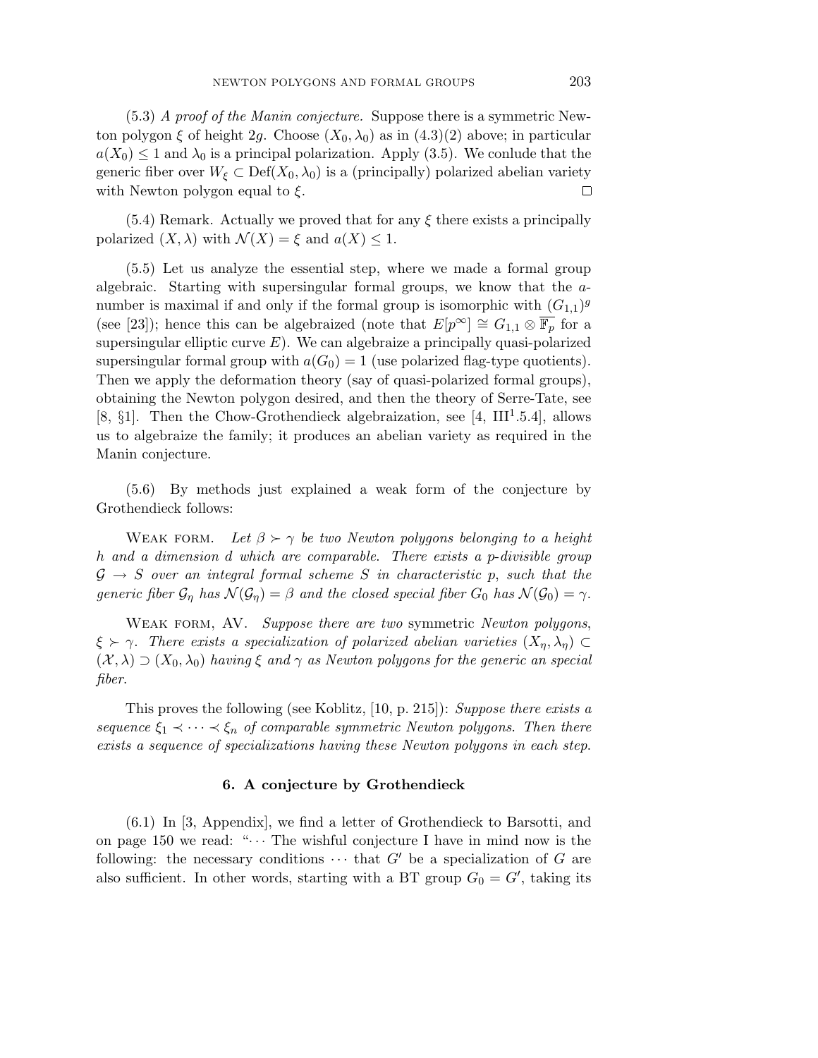(5.3) *A proof of the Manin conjecture.* Suppose there is a symmetric Newton polygon $\xi$ of height $2g$. Choose $(X_0, \lambda_0)$ as in (4.3)(2) above; in particular $a(X_0) \leq 1$ and $\lambda_0$ is a principal polarization. Apply (3.5). We conlude that the generic fiber over $W_\xi \subset \mathrm{Def}(X_0, \lambda_0)$ is a (principally) polarized abelian variety with Newton polygon equal to $\xi$. □

(5.4) Remark. Actually we proved that for any $\xi$ there exists a principally polarized $(X, \lambda)$ with $\mathcal{N}(X) = \xi$ and $a(X) \leq 1$.

(5.5) Let us analyze the essential step, where we made a formal group algebraic. Starting with supersingular formal groups, we know that the $a$-number is maximal if and only if the formal group is isomorphic with $(G_{1,1})^g$ (see [23]); hence this can be algebraized (note that $E[p^\infty] \cong G_{1,1} \otimes \overline{\mathbb{F}_p}$ for a supersingular elliptic curve $E$). We can algebraize a principally quasi-polarized supersingular formal group with $a(G_0) = 1$ (use polarized flag-type quotients). Then we apply the deformation theory (say of quasi-polarized formal groups), obtaining the Newton polygon desired, and then the theory of Serre-Tate, see [8, §1]. Then the Chow-Grothendieck algebraization, see [4, III$^1$.5.4], allows us to algebraize the family; it produces an abelian variety as required in the Manin conjecture.

(5.6) By methods just explained a weak form of the conjecture by Grothendieck follows:

Weak form. *Let $\beta \succ \gamma$ be two Newton polygons belonging to a height $h$ and a dimension $d$ which are comparable. There exists a $p$-divisible group $\mathcal{G} \to S$ over an integral formal scheme $S$ in characteristic $p$, such that the generic fiber $\mathcal{G}_\eta$ has $\mathcal{N}(\mathcal{G}_\eta) = \beta$ and the closed special fiber $G_0$ has $\mathcal{N}(\mathcal{G}_0) = \gamma$.*

Weak form, AV. *Suppose there are two* symmetric *Newton polygons, $\xi \succ \gamma$. There exists a specialization of polarized abelian varieties $(X_\eta, \lambda_\eta) \subset (\mathcal{X}, \lambda) \supset (X_0, \lambda_0)$ having $\xi$ and $\gamma$ as Newton polygons for the generic an special fiber.*

This proves the following (see Koblitz, [10, p. 215]): *Suppose there exists a sequence $\xi_1 \prec \cdots \prec \xi_n$ of comparable symmetric Newton polygons. Then there exists a sequence of specializations having these Newton polygons in each step.*

## 6. A conjecture by Grothendieck

(6.1) In [3, Appendix], we find a letter of Grothendieck to Barsotti, and on page 150 we read: "$\cdots$ The wishful conjecture I have in mind now is the following: the necessary conditions $\cdots$ that $G'$ be a specialization of $G$ are also sufficient. In other words, starting with a BT group $G_0 = G'$, taking its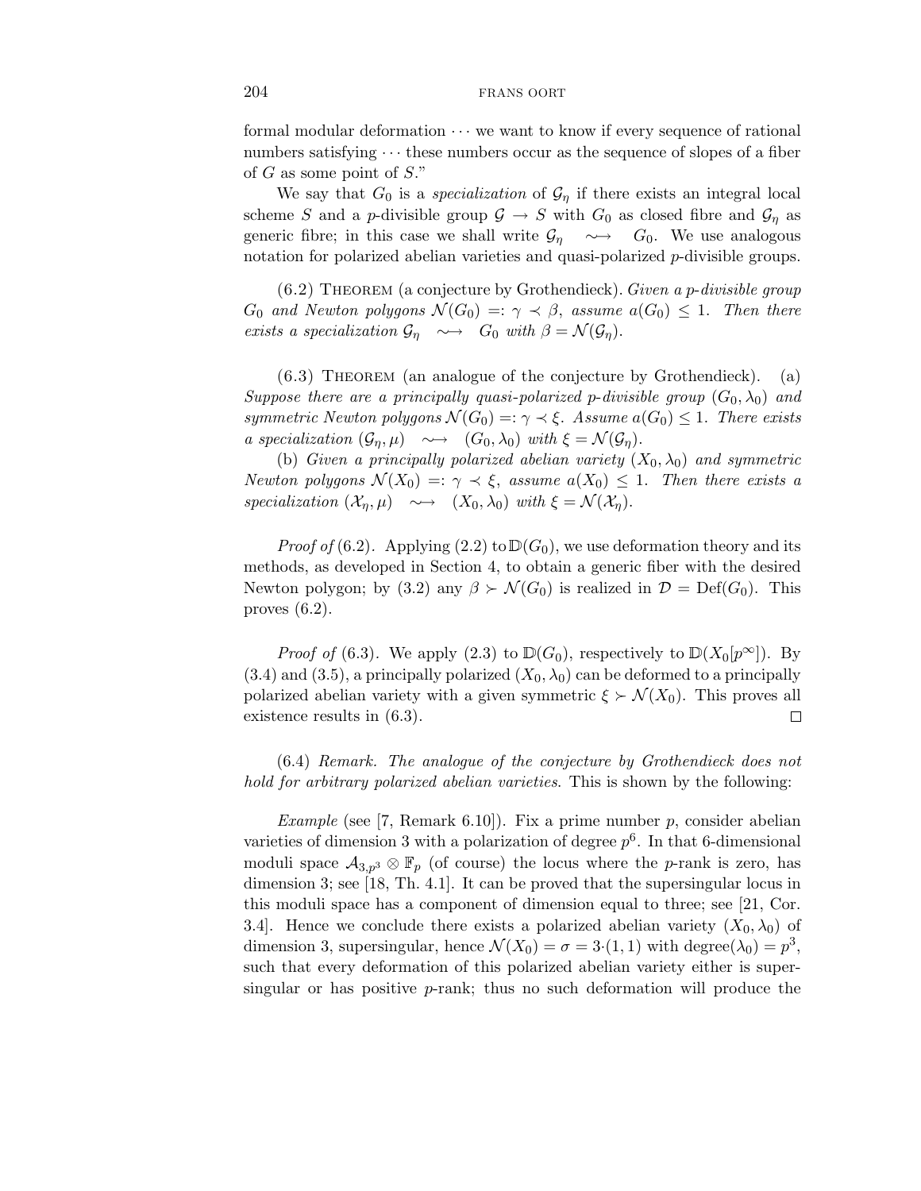formal modular deformation $\cdots$ we want to know if every sequence of rational numbers satisfying $\cdots$ these numbers occur as the sequence of slopes of a fiber of $G$ as some point of $S$."

We say that $G_0$ is a *specialization* of $\mathcal{G}_\eta$ if there exists an integral local scheme $S$ and a $p$-divisible group $\mathcal{G} \to S$ with $G_0$ as closed fibre and $\mathcal{G}_\eta$ as generic fibre; in this case we shall write $\mathcal{G}_\eta \rightsquigarrow G_0$. We use analogous notation for polarized abelian varieties and quasi-polarized $p$-divisible groups.

(6.2) Theorem (a conjecture by Grothendieck). *Given a $p$-divisible group $G_0$ and Newton polygons $\mathcal{N}(G_0) =: \gamma \prec \beta$, assume $a(G_0) \leq 1$. Then there exists a specialization $\mathcal{G}_\eta \rightsquigarrow G_0$ with $\beta = \mathcal{N}(\mathcal{G}_\eta)$.*

(6.3) Theorem (an analogue of the conjecture by Grothendieck). (a) *Suppose there are a principally quasi-polarized $p$-divisible group $(G_0, \lambda_0)$ and symmetric Newton polygons $\mathcal{N}(G_0) =: \gamma \prec \xi$. Assume $a(G_0) \leq 1$. There exists a specialization $(\mathcal{G}_\eta, \mu) \rightsquigarrow (G_0, \lambda_0)$ with $\xi = \mathcal{N}(\mathcal{G}_\eta)$.*

(b) *Given a principally polarized abelian variety $(X_0, \lambda_0)$ and symmetric Newton polygons $\mathcal{N}(X_0) =: \gamma \prec \xi$, assume $a(X_0) \leq 1$. Then there exists a specialization $(\mathcal{X}_\eta, \mu) \rightsquigarrow (X_0, \lambda_0)$ with $\xi = \mathcal{N}(\mathcal{X}_\eta)$.*

*Proof of* (6.2). Applying (2.2) to $\mathbb{D}(G_0)$, we use deformation theory and its methods, as developed in Section 4, to obtain a generic fiber with the desired Newton polygon; by (3.2) any $\beta \succ \mathcal{N}(G_0)$ is realized in $\mathcal{D} = \mathrm{Def}(G_0)$. This proves (6.2).

*Proof of* (6.3). We apply (2.3) to $\mathbb{D}(G_0)$, respectively to $\mathbb{D}(X_0[p^\infty])$. By (3.4) and (3.5), a principally polarized $(X_0, \lambda_0)$ can be deformed to a principally polarized abelian variety with a given symmetric $\xi \succ \mathcal{N}(X_0)$. This proves all existence results in (6.3). $\square$

(6.4) *Remark. The analogue of the conjecture by Grothendieck does not hold for arbitrary polarized abelian varieties.* This is shown by the following:

*Example* (see [7, Remark 6.10]). Fix a prime number $p$, consider abelian varieties of dimension 3 with a polarization of degree $p^6$. In that 6-dimensional moduli space $\mathcal{A}_{3,p^3} \otimes \mathbb{F}_p$ (of course) the locus where the $p$-rank is zero, has dimension 3; see [18, Th. 4.1]. It can be proved that the supersingular locus in this moduli space has a component of dimension equal to three; see [21, Cor. 3.4]. Hence we conclude there exists a polarized abelian variety $(X_0, \lambda_0)$ of dimension 3, supersingular, hence $\mathcal{N}(X_0) = \sigma = 3{\cdot}(1,1)$ with $\mathrm{degree}(\lambda_0) = p^3$, such that every deformation of this polarized abelian variety either is supersingular or has positive $p$-rank; thus no such deformation will produce the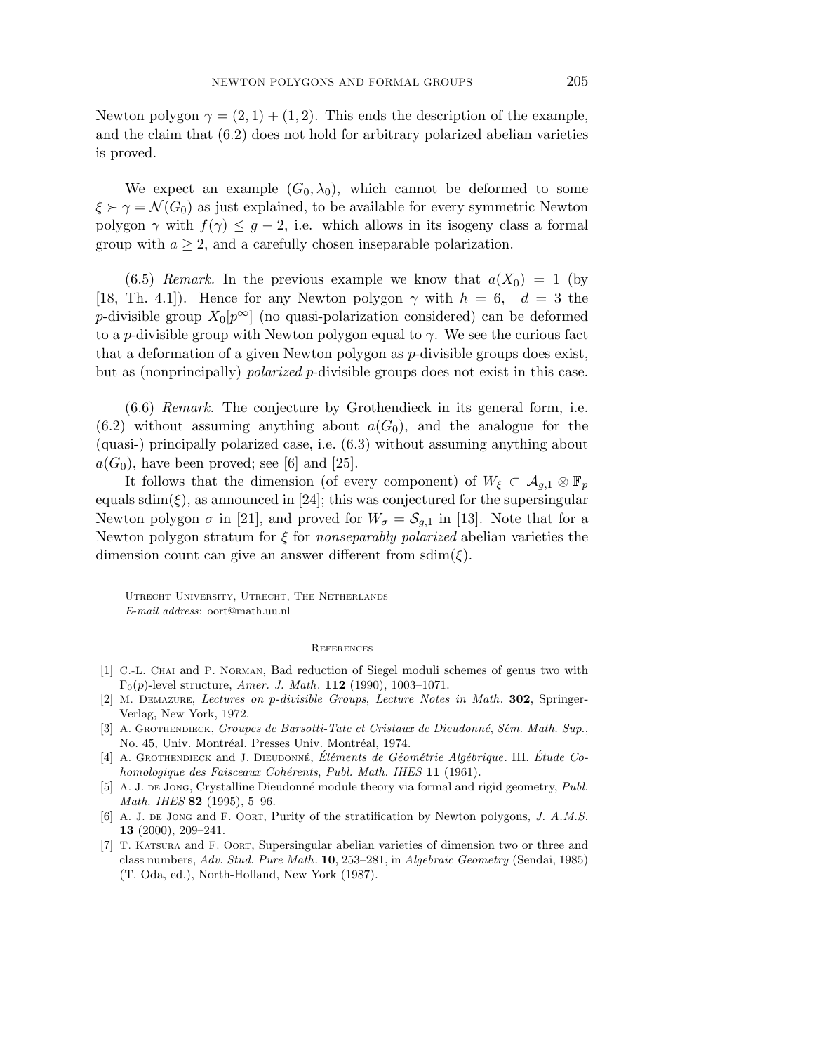Newton polygon $\gamma = (2, 1) + (1, 2)$. This ends the description of the example, and the claim that (6.2) does not hold for arbitrary polarized abelian varieties is proved.

We expect an example $(G_0, \lambda_0)$, which cannot be deformed to some $\xi \succ \gamma = \mathcal{N}(G_0)$ as just explained, to be available for every symmetric Newton polygon $\gamma$ with $f(\gamma) \leq g - 2$, i.e. which allows in its isogeny class a formal group with $a \geq 2$, and a carefully chosen inseparable polarization.

(6.5) *Remark.* In the previous example we know that $a(X_0) = 1$ (by [18, Th. 4.1]). Hence for any Newton polygon $\gamma$ with $h = 6$, $d = 3$ the $p$-divisible group $X_0[p^\infty]$ (no quasi-polarization considered) can be deformed to a $p$-divisible group with Newton polygon equal to $\gamma$. We see the curious fact that a deformation of a given Newton polygon as $p$-divisible groups does exist, but as (nonprincipally) *polarized* $p$-divisible groups does not exist in this case.

(6.6) *Remark.* The conjecture by Grothendieck in its general form, i.e. (6.2) without assuming anything about $a(G_0)$, and the analogue for the (quasi-) principally polarized case, i.e. (6.3) without assuming anything about $a(G_0)$, have been proved; see [6] and [25].

It follows that the dimension (of every component) of $W_\xi \subset \mathcal{A}_{g,1} \otimes \mathbb{F}_p$ equals $\mathrm{sdim}(\xi)$, as announced in [24]; this was conjectured for the supersingular Newton polygon $\sigma$ in [21], and proved for $W_\sigma = \mathcal{S}_{g,1}$ in [13]. Note that for a Newton polygon stratum for $\xi$ for *nonseparably polarized* abelian varieties the dimension count can give an answer different from $\mathrm{sdim}(\xi)$.

Utrecht University, Utrecht, The Netherlands
*E-mail address*: oort@math.uu.nl

## References

[1] C.-L. Chai and P. Norman, Bad reduction of Siegel moduli schemes of genus two with $\Gamma_0(p)$-level structure, *Amer. J. Math.* **112** (1990), 1003–1071.

[2] M. Demazure, *Lectures on p-divisible Groups*, *Lecture Notes in Math.* **302**, Springer-Verlag, New York, 1972.

[3] A. Grothendieck, *Groupes de Barsotti-Tate et Cristaux de Dieudonné*, *Sém. Math. Sup.*, No. 45, Univ. Montréal. Presses Univ. Montréal, 1974.

[4] A. Grothendieck and J. Dieudonné, *Éléments de Géométrie Algébrique*. III. *Étude Cohomologique des Faisceaux Cohérents*, *Publ. Math. IHES* **11** (1961).

[5] A. J. de Jong, Crystalline Dieudonné module theory via formal and rigid geometry, *Publ. Math. IHES* **82** (1995), 5–96.

[6] A. J. de Jong and F. Oort, Purity of the stratification by Newton polygons, *J. A.M.S.* **13** (2000), 209–241.

[7] T. Katsura and F. Oort, Supersingular abelian varieties of dimension two or three and class numbers, *Adv. Stud. Pure Math.* **10**, 253–281, in *Algebraic Geometry* (Sendai, 1985) (T. Oda, ed.), North-Holland, New York (1987).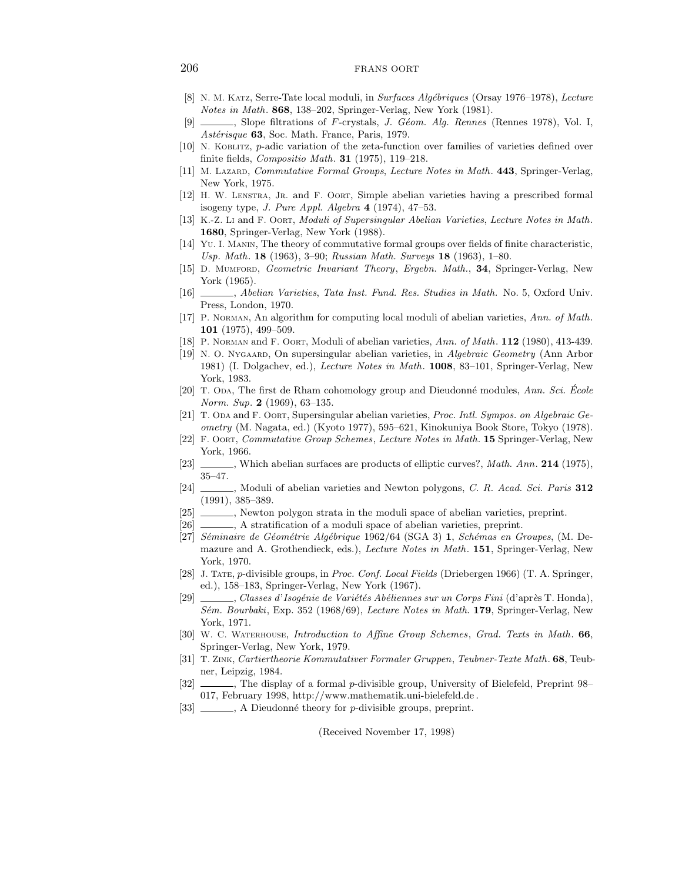[8] N. M. Katz, Serre-Tate local moduli, in *Surfaces Algébriques* (Orsay 1976–1978), *Lecture Notes in Math.* **868**, 138–202, Springer-Verlag, New York (1981).

[9] ———, Slope filtrations of $F$-crystals, *J. Géom. Alg. Rennes* (Rennes 1978), Vol. I, *Astérisque* **63**, Soc. Math. France, Paris, 1979.

[10] N. Koblitz, $p$-adic variation of the zeta-function over families of varieties defined over finite fields, *Compositio Math.* **31** (1975), 119–218.

[11] M. Lazard, *Commutative Formal Groups*, *Lecture Notes in Math.* **443**, Springer-Verlag, New York, 1975.

[12] H. W. Lenstra, Jr. and F. Oort, Simple abelian varieties having a prescribed formal isogeny type, *J. Pure Appl. Algebra* **4** (1974), 47–53.

[13] K.-Z. Li and F. Oort, *Moduli of Supersingular Abelian Varieties*, *Lecture Notes in Math.* **1680**, Springer-Verlag, New York (1988).

[14] Yu. I. Manin, The theory of commutative formal groups over fields of finite characteristic, *Usp. Math.* **18** (1963), 3–90; *Russian Math. Surveys* **18** (1963), 1–80.

[15] D. Mumford, *Geometric Invariant Theory*, *Ergebn. Math.*, **34**, Springer-Verlag, New York (1965).

[16] ———, *Abelian Varieties*, *Tata Inst. Fund. Res. Studies in Math.* No. 5, Oxford Univ. Press, London, 1970.

[17] P. Norman, An algorithm for computing local moduli of abelian varieties, *Ann. of Math.* **101** (1975), 499–509.

[18] P. Norman and F. Oort, Moduli of abelian varieties, *Ann. of Math.* **112** (1980), 413-439.

[19] N. O. Nygaard, On supersingular abelian varieties, in *Algebraic Geometry* (Ann Arbor 1981) (I. Dolgachev, ed.), *Lecture Notes in Math.* **1008**, 83–101, Springer-Verlag, New York, 1983.

[20] T. Oda, The first de Rham cohomology group and Dieudonné modules, *Ann. Sci. École Norm. Sup.* **2** (1969), 63–135.

[21] T. Oda and F. Oort, Supersingular abelian varieties, *Proc. Intl. Sympos. on Algebraic Geometry* (M. Nagata, ed.) (Kyoto 1977), 595–621, Kinokuniya Book Store, Tokyo (1978).

[22] F. Oort, *Commutative Group Schemes*, *Lecture Notes in Math.* **15** Springer-Verlag, New York, 1966.

[23] ———, Which abelian surfaces are products of elliptic curves?, *Math. Ann.* **214** (1975), 35–47.

[24] ———, Moduli of abelian varieties and Newton polygons, *C. R. Acad. Sci. Paris* **312** (1991), 385–389.

[25] ———, Newton polygon strata in the moduli space of abelian varieties, preprint.

[26] ———, A stratification of a moduli space of abelian varieties, preprint.

[27] *Séminaire de Géométrie Algébrique* 1962/64 (SGA 3) **1**, *Schémas en Groupes*, (M. Demazure and A. Grothendieck, eds.), *Lecture Notes in Math.* **151**, Springer-Verlag, New York, 1970.

[28] J. Tate, $p$-divisible groups, in *Proc. Conf. Local Fields* (Driebergen 1966) (T. A. Springer, ed.), 158–183, Springer-Verlag, New York (1967).

[29] ———, *Classes d'Isogénie de Variétés Abéliennes sur un Corps Fini* (d'après T. Honda), *Sém. Bourbaki*, Exp. 352 (1968/69), *Lecture Notes in Math.* **179**, Springer-Verlag, New York, 1971.

[30] W. C. Waterhouse, *Introduction to Affine Group Schemes*, *Grad. Texts in Math.* **66**, Springer-Verlag, New York, 1979.

[31] T. Zink, *Cartiertheorie Kommutativer Formaler Gruppen*, *Teubner-Texte Math.* **68**, Teubner, Leipzig, 1984.

[32] ———, The display of a formal $p$-divisible group, University of Bielefeld, Preprint 98–017, February 1998, http://www.mathematik.uni-bielefeld.de .

[33] ———, A Dieudonné theory for $p$-divisible groups, preprint.

(Received November 17, 1998)